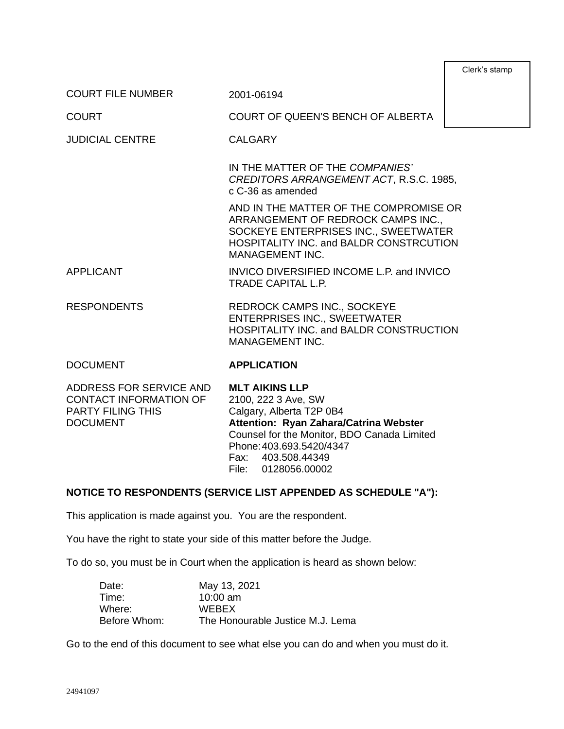Clerk's stamp

| | |
|---|---|
| COURT FILE NUMBER | 2001-06194 |
| COURT | COURT OF QUEEN'S BENCH OF ALBERTA |
| JUDICIAL CENTRE | CALGARY |
| | IN THE MATTER OF THE *COMPANIES' CREDITORS ARRANGEMENT ACT*, R.S.C. 1985, c C-36 as amended |
| | AND IN THE MATTER OF THE COMPROMISE OR ARRANGEMENT OF REDROCK CAMPS INC., SOCKEYE ENTERPRISES INC., SWEETWATER HOSPITALITY INC. and BALDR CONSTRCUTION MANAGEMENT INC. |
| APPLICANT | INVICO DIVERSIFIED INCOME L.P. and INVICO TRADE CAPITAL L.P. |
| RESPONDENTS | REDROCK CAMPS INC., SOCKEYE ENTERPRISES INC., SWEETWATER HOSPITALITY INC. and BALDR CONSTRUCTION MANAGEMENT INC. |
| DOCUMENT | **APPLICATION** |
| ADDRESS FOR SERVICE AND CONTACT INFORMATION OF PARTY FILING THIS DOCUMENT | **MLT AIKINS LLP**<br>2100, 222 3 Ave, SW<br>Calgary, Alberta T2P 0B4<br>**Attention: Ryan Zahara/Catrina Webster**<br>Counsel for the Monitor, BDO Canada Limited<br>Phone: 403.693.5420/4347<br>Fax: 403.508.44349<br>File: 0128056.00002 |

**NOTICE TO RESPONDENTS (SERVICE LIST APPENDED AS SCHEDULE "A"):**

This application is made against you. You are the respondent.

You have the right to state your side of this matter before the Judge.

To do so, you must be in Court when the application is heard as shown below:

| | |
|---|---|
| Date: | May 13, 2021 |
| Time: | 10:00 am |
| Where: | WEBEX |
| Before Whom: | The Honourable Justice M.J. Lema |

Go to the end of this document to see what else you can do and when you must do it.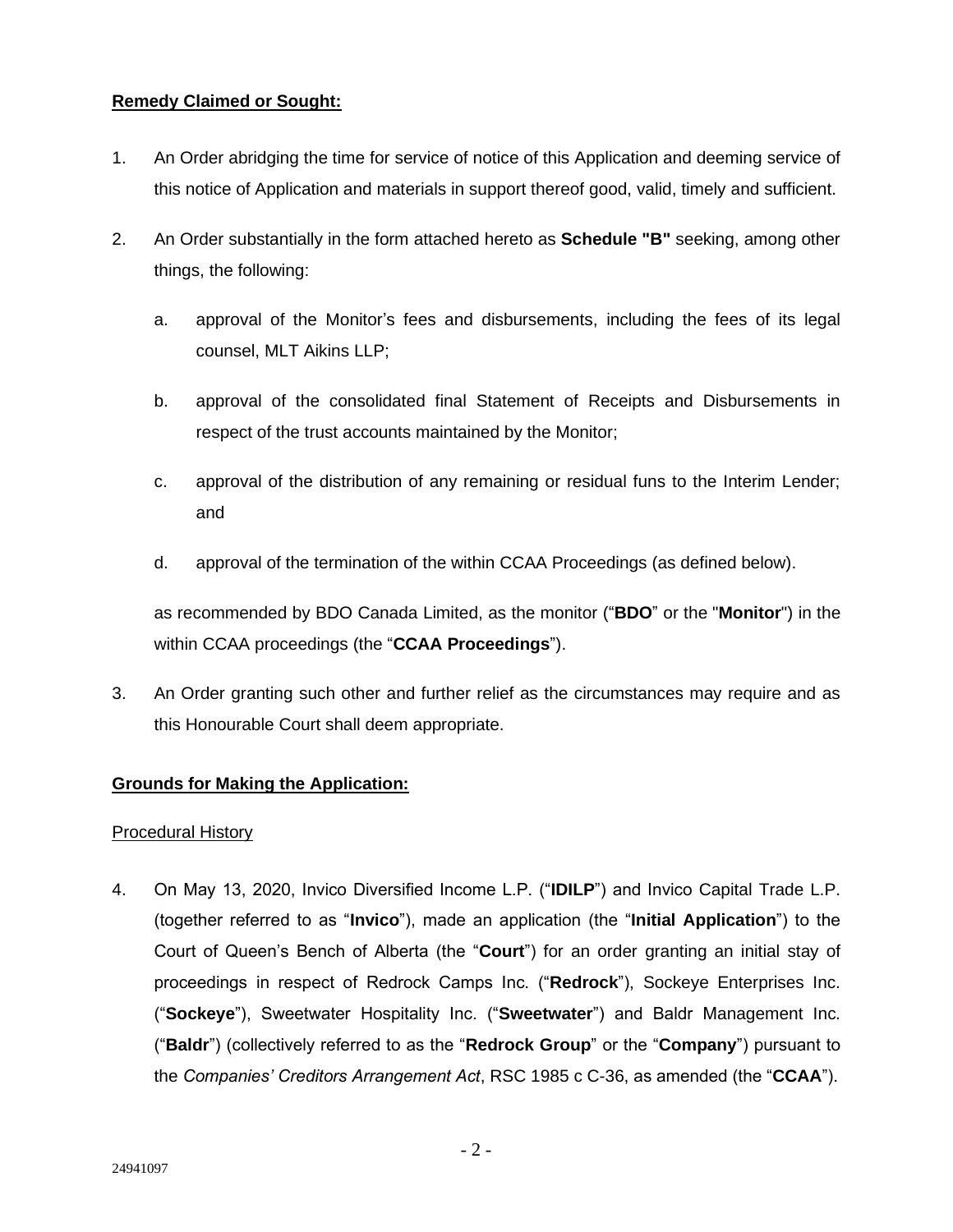**Remedy Claimed or Sought:**

1. An Order abridging the time for service of notice of this Application and deeming service of this notice of Application and materials in support thereof good, valid, timely and sufficient.

2. An Order substantially in the form attached hereto as **Schedule "B"** seeking, among other things, the following:

   a. approval of the Monitor's fees and disbursements, including the fees of its legal counsel, MLT Aikins LLP;

   b. approval of the consolidated final Statement of Receipts and Disbursements in respect of the trust accounts maintained by the Monitor;

   c. approval of the distribution of any remaining or residual funs to the Interim Lender; and

   d. approval of the termination of the within CCAA Proceedings (as defined below).

   as recommended by BDO Canada Limited, as the monitor ("**BDO**" or the "**Monitor**") in the within CCAA proceedings (the "**CCAA Proceedings**").

3. An Order granting such other and further relief as the circumstances may require and as this Honourable Court shall deem appropriate.

**Grounds for Making the Application:**

Procedural History

4. On May 13, 2020, Invico Diversified Income L.P. ("**IDILP**") and Invico Capital Trade L.P. (together referred to as "**Invico**"), made an application (the "**Initial Application**") to the Court of Queen's Bench of Alberta (the "**Court**") for an order granting an initial stay of proceedings in respect of Redrock Camps Inc. ("**Redrock**"), Sockeye Enterprises Inc. ("**Sockeye**"), Sweetwater Hospitality Inc. ("**Sweetwater**") and Baldr Management Inc. ("**Baldr**") (collectively referred to as the "**Redrock Group**" or the "**Company**") pursuant to the *Companies' Creditors Arrangement Act*, RSC 1985 c C-36, as amended (the "**CCAA**").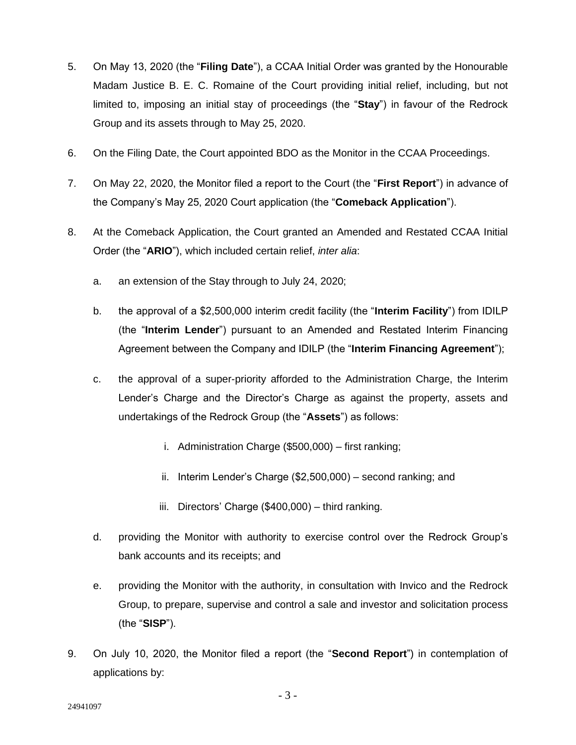5. On May 13, 2020 (the "**Filing Date**"), a CCAA Initial Order was granted by the Honourable Madam Justice B. E. C. Romaine of the Court providing initial relief, including, but not limited to, imposing an initial stay of proceedings (the "**Stay**") in favour of the Redrock Group and its assets through to May 25, 2020.

6. On the Filing Date, the Court appointed BDO as the Monitor in the CCAA Proceedings.

7. On May 22, 2020, the Monitor filed a report to the Court (the "**First Report**") in advance of the Company's May 25, 2020 Court application (the "**Comeback Application**").

8. At the Comeback Application, the Court granted an Amended and Restated CCAA Initial Order (the "**ARIO**"), which included certain relief, *inter alia*:

   a. an extension of the Stay through to July 24, 2020;

   b. the approval of a $2,500,000 interim credit facility (the "**Interim Facility**") from IDILP (the "**Interim Lender**") pursuant to an Amended and Restated Interim Financing Agreement between the Company and IDILP (the "**Interim Financing Agreement**");

   c. the approval of a super-priority afforded to the Administration Charge, the Interim Lender's Charge and the Director's Charge as against the property, assets and undertakings of the Redrock Group (the "**Assets**") as follows:

      i. Administration Charge ($500,000) – first ranking;

      ii. Interim Lender's Charge ($2,500,000) – second ranking; and

      iii. Directors' Charge ($400,000) – third ranking.

   d. providing the Monitor with authority to exercise control over the Redrock Group's bank accounts and its receipts; and

   e. providing the Monitor with the authority, in consultation with Invico and the Redrock Group, to prepare, supervise and control a sale and investor and solicitation process (the "**SISP**").

9. On July 10, 2020, the Monitor filed a report (the "**Second Report**") in contemplation of applications by: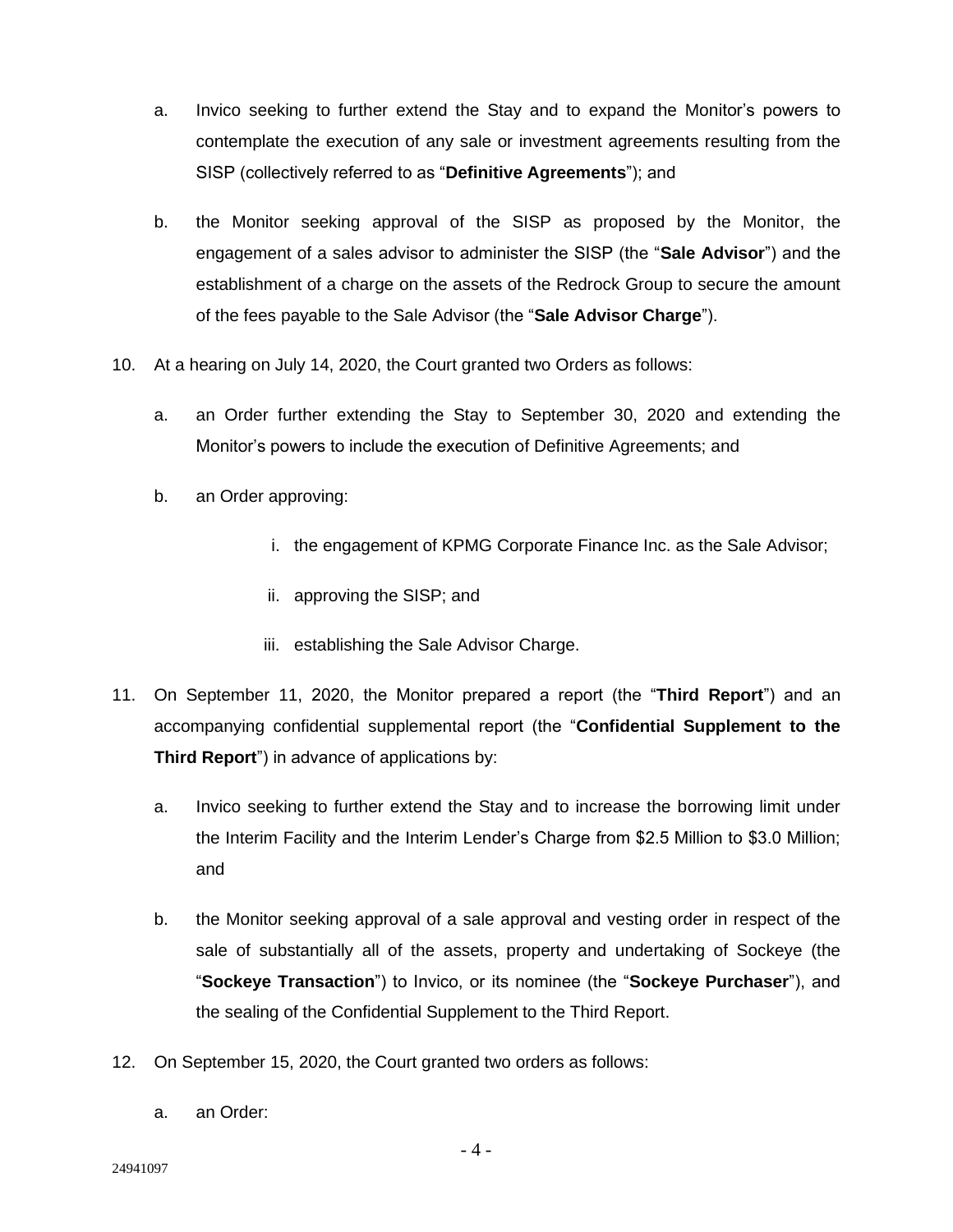a. Invico seeking to further extend the Stay and to expand the Monitor's powers to contemplate the execution of any sale or investment agreements resulting from the SISP (collectively referred to as "**Definitive Agreements**"); and

b. the Monitor seeking approval of the SISP as proposed by the Monitor, the engagement of a sales advisor to administer the SISP (the "**Sale Advisor**") and the establishment of a charge on the assets of the Redrock Group to secure the amount of the fees payable to the Sale Advisor (the "**Sale Advisor Charge**").

10. At a hearing on July 14, 2020, the Court granted two Orders as follows:

    a. an Order further extending the Stay to September 30, 2020 and extending the Monitor's powers to include the execution of Definitive Agreements; and

    b. an Order approving:

        i. the engagement of KPMG Corporate Finance Inc. as the Sale Advisor;

        ii. approving the SISP; and

        iii. establishing the Sale Advisor Charge.

11. On September 11, 2020, the Monitor prepared a report (the "**Third Report**") and an accompanying confidential supplemental report (the "**Confidential Supplement to the Third Report**") in advance of applications by:

    a. Invico seeking to further extend the Stay and to increase the borrowing limit under the Interim Facility and the Interim Lender's Charge from $2.5 Million to $3.0 Million; and

    b. the Monitor seeking approval of a sale approval and vesting order in respect of the sale of substantially all of the assets, property and undertaking of Sockeye (the "**Sockeye Transaction**") to Invico, or its nominee (the "**Sockeye Purchaser**"), and the sealing of the Confidential Supplement to the Third Report.

12. On September 15, 2020, the Court granted two orders as follows:

    a. an Order: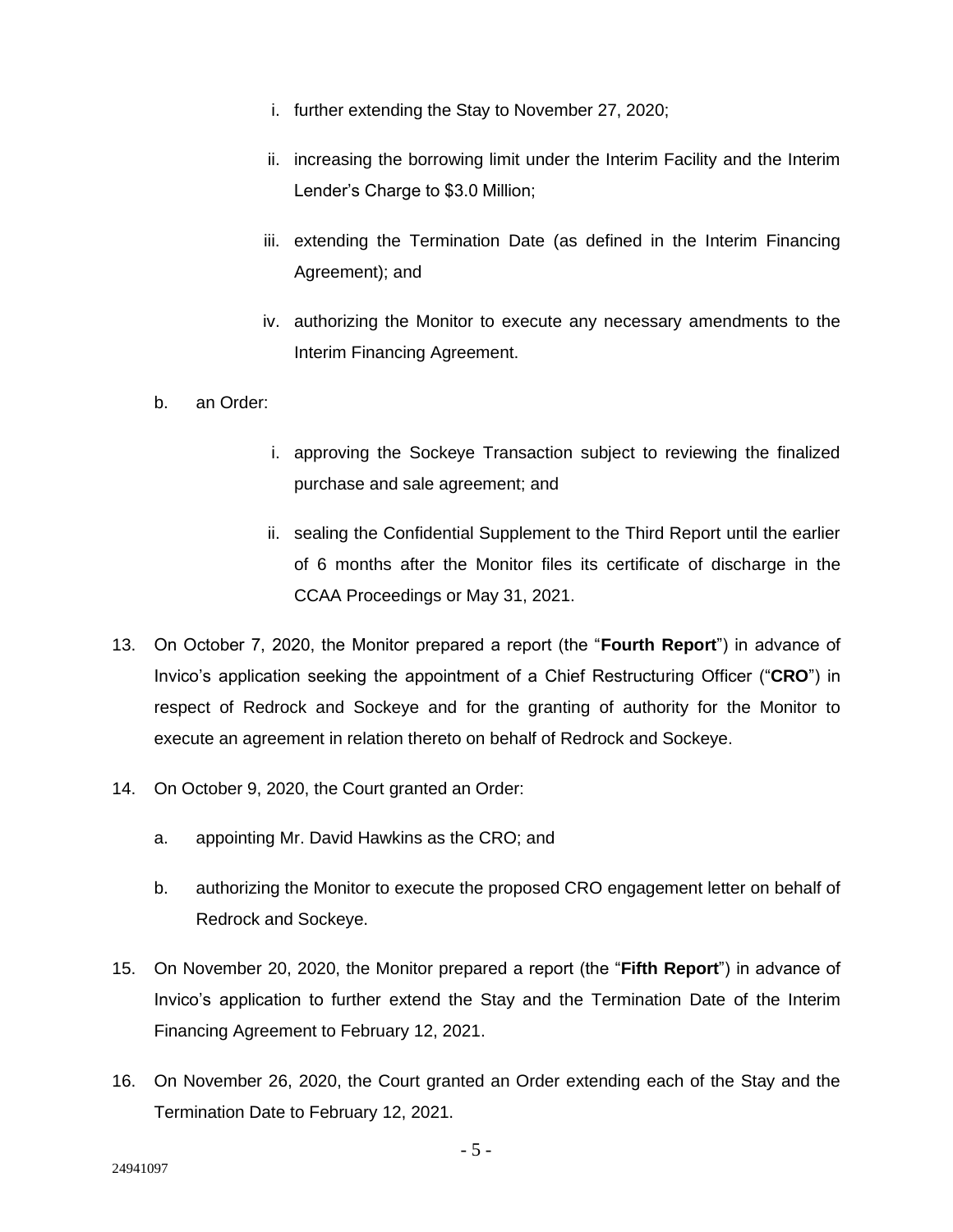i. further extending the Stay to November 27, 2020;

   ii. increasing the borrowing limit under the Interim Facility and the Interim Lender's Charge to $3.0 Million;

   iii. extending the Termination Date (as defined in the Interim Financing Agreement); and

   iv. authorizing the Monitor to execute any necessary amendments to the Interim Financing Agreement.

b. an Order:

   i. approving the Sockeye Transaction subject to reviewing the finalized purchase and sale agreement; and

   ii. sealing the Confidential Supplement to the Third Report until the earlier of 6 months after the Monitor files its certificate of discharge in the CCAA Proceedings or May 31, 2021.

13. On October 7, 2020, the Monitor prepared a report (the "**Fourth Report**") in advance of Invico's application seeking the appointment of a Chief Restructuring Officer ("**CRO**") in respect of Redrock and Sockeye and for the granting of authority for the Monitor to execute an agreement in relation thereto on behalf of Redrock and Sockeye.

14. On October 9, 2020, the Court granted an Order:

    a. appointing Mr. David Hawkins as the CRO; and

    b. authorizing the Monitor to execute the proposed CRO engagement letter on behalf of Redrock and Sockeye.

15. On November 20, 2020, the Monitor prepared a report (the "**Fifth Report**") in advance of Invico's application to further extend the Stay and the Termination Date of the Interim Financing Agreement to February 12, 2021.

16. On November 26, 2020, the Court granted an Order extending each of the Stay and the Termination Date to February 12, 2021.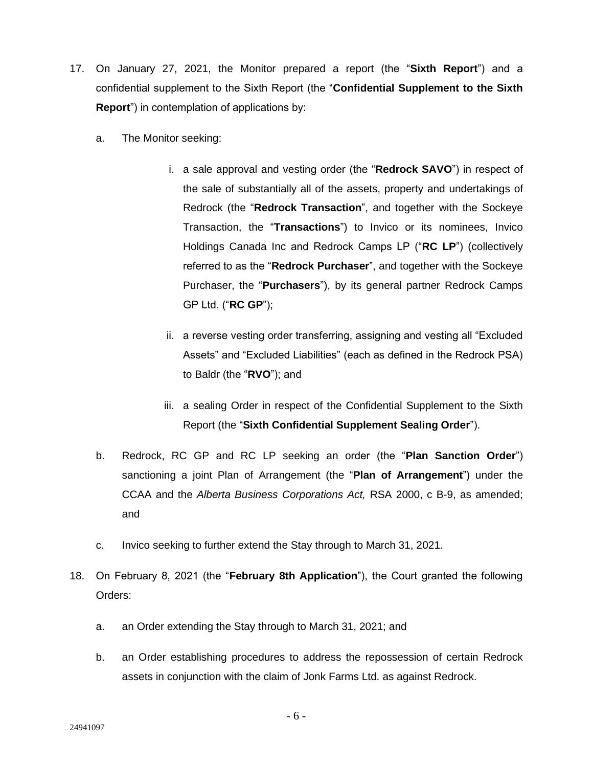17. On January 27, 2021, the Monitor prepared a report (the "**Sixth Report**") and a confidential supplement to the Sixth Report (the "**Confidential Supplement to the Sixth Report**") in contemplation of applications by:

    a. The Monitor seeking:

        i. a sale approval and vesting order (the "**Redrock SAVO**") in respect of the sale of substantially all of the assets, property and undertakings of Redrock (the "**Redrock Transaction**", and together with the Sockeye Transaction, the "**Transactions**") to Invico or its nominees, Invico Holdings Canada Inc and Redrock Camps LP ("**RC LP**") (collectively referred to as the "**Redrock Purchaser**", and together with the Sockeye Purchaser, the "**Purchasers**"), by its general partner Redrock Camps GP Ltd. ("**RC GP**");

        ii. a reverse vesting order transferring, assigning and vesting all "Excluded Assets" and "Excluded Liabilities" (each as defined in the Redrock PSA) to Baldr (the "**RVO**"); and

        iii. a sealing Order in respect of the Confidential Supplement to the Sixth Report (the "**Sixth Confidential Supplement Sealing Order**").

    b. Redrock, RC GP and RC LP seeking an order (the "**Plan Sanction Order**") sanctioning a joint Plan of Arrangement (the "**Plan of Arrangement**") under the CCAA and the *Alberta Business Corporations Act,* RSA 2000, c B-9, as amended; and

    c. Invico seeking to further extend the Stay through to March 31, 2021.

18. On February 8, 2021 (the "**February 8th Application**"), the Court granted the following Orders:

    a. an Order extending the Stay through to March 31, 2021; and

    b. an Order establishing procedures to address the repossession of certain Redrock assets in conjunction with the claim of Jonk Farms Ltd. as against Redrock.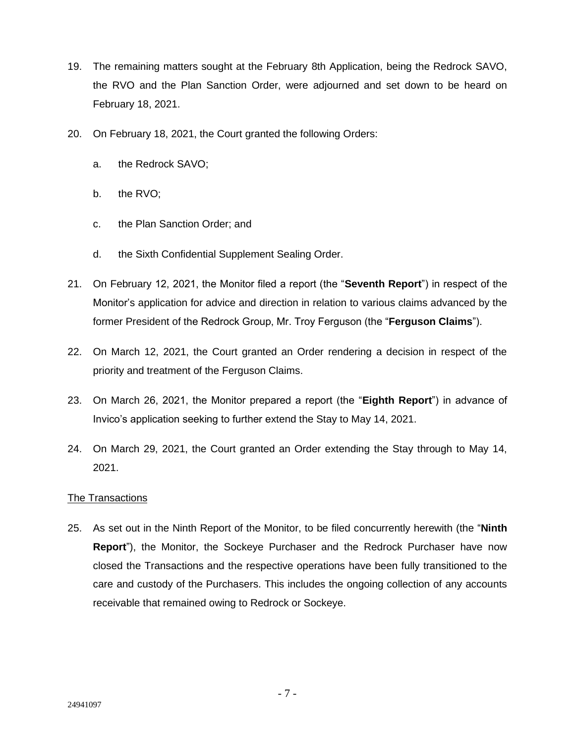19. The remaining matters sought at the February 8th Application, being the Redrock SAVO, the RVO and the Plan Sanction Order, were adjourned and set down to be heard on February 18, 2021.

20. On February 18, 2021, the Court granted the following Orders:

    a. the Redrock SAVO;

    b. the RVO;

    c. the Plan Sanction Order; and

    d. the Sixth Confidential Supplement Sealing Order.

21. On February 12, 2021, the Monitor filed a report (the "**Seventh Report**") in respect of the Monitor's application for advice and direction in relation to various claims advanced by the former President of the Redrock Group, Mr. Troy Ferguson (the "**Ferguson Claims**").

22. On March 12, 2021, the Court granted an Order rendering a decision in respect of the priority and treatment of the Ferguson Claims.

23. On March 26, 2021, the Monitor prepared a report (the "**Eighth Report**") in advance of Invico's application seeking to further extend the Stay to May 14, 2021.

24. On March 29, 2021, the Court granted an Order extending the Stay through to May 14, 2021.

<u>The Transactions</u>

25. As set out in the Ninth Report of the Monitor, to be filed concurrently herewith (the "**Ninth Report**"), the Monitor, the Sockeye Purchaser and the Redrock Purchaser have now closed the Transactions and the respective operations have been fully transitioned to the care and custody of the Purchasers. This includes the ongoing collection of any accounts receivable that remained owing to Redrock or Sockeye.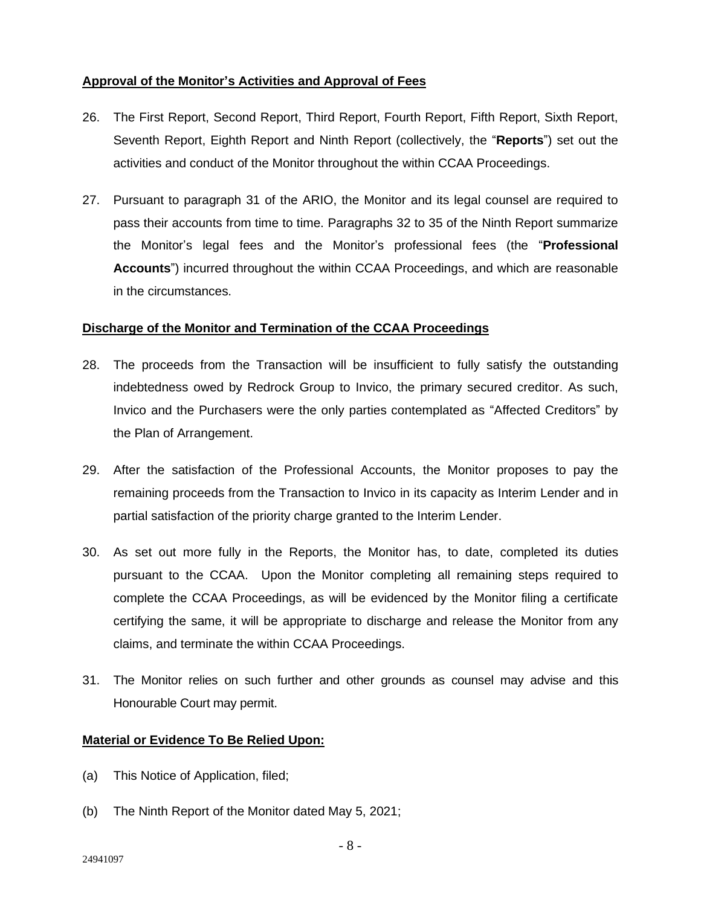**Approval of the Monitor's Activities and Approval of Fees**

26. The First Report, Second Report, Third Report, Fourth Report, Fifth Report, Sixth Report, Seventh Report, Eighth Report and Ninth Report (collectively, the "**Reports**") set out the activities and conduct of the Monitor throughout the within CCAA Proceedings.

27. Pursuant to paragraph 31 of the ARIO, the Monitor and its legal counsel are required to pass their accounts from time to time. Paragraphs 32 to 35 of the Ninth Report summarize the Monitor's legal fees and the Monitor's professional fees (the "**Professional Accounts**") incurred throughout the within CCAA Proceedings, and which are reasonable in the circumstances.

**Discharge of the Monitor and Termination of the CCAA Proceedings**

28. The proceeds from the Transaction will be insufficient to fully satisfy the outstanding indebtedness owed by Redrock Group to Invico, the primary secured creditor. As such, Invico and the Purchasers were the only parties contemplated as "Affected Creditors" by the Plan of Arrangement.

29. After the satisfaction of the Professional Accounts, the Monitor proposes to pay the remaining proceeds from the Transaction to Invico in its capacity as Interim Lender and in partial satisfaction of the priority charge granted to the Interim Lender.

30. As set out more fully in the Reports, the Monitor has, to date, completed its duties pursuant to the CCAA. Upon the Monitor completing all remaining steps required to complete the CCAA Proceedings, as will be evidenced by the Monitor filing a certificate certifying the same, it will be appropriate to discharge and release the Monitor from any claims, and terminate the within CCAA Proceedings.

31. The Monitor relies on such further and other grounds as counsel may advise and this Honourable Court may permit.

**Material or Evidence To Be Relied Upon:**

(a) This Notice of Application, filed;

(b) The Ninth Report of the Monitor dated May 5, 2021;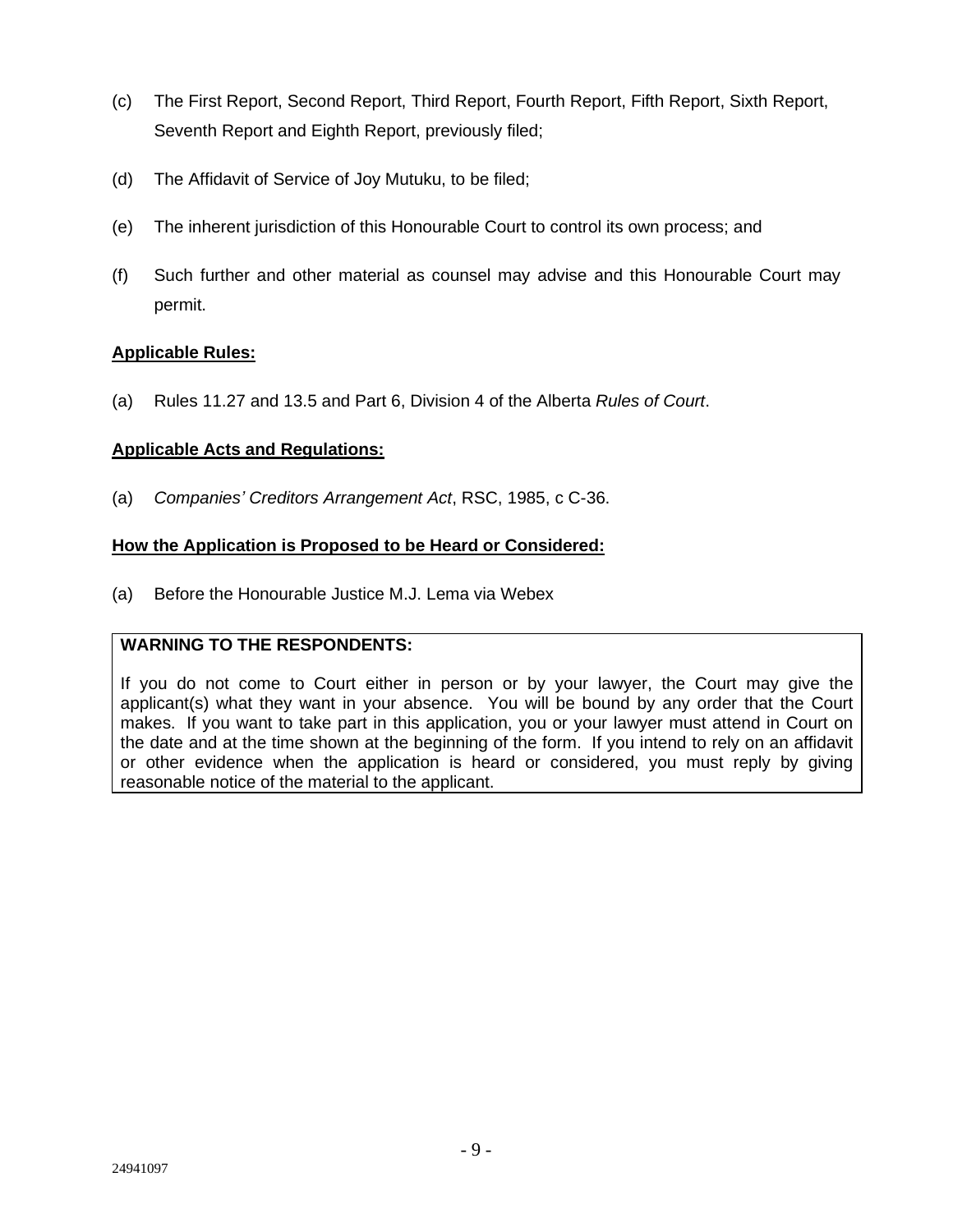(c) The First Report, Second Report, Third Report, Fourth Report, Fifth Report, Sixth Report, Seventh Report and Eighth Report, previously filed;

(d) The Affidavit of Service of Joy Mutuku, to be filed;

(e) The inherent jurisdiction of this Honourable Court to control its own process; and

(f) Such further and other material as counsel may advise and this Honourable Court may permit.

**Applicable Rules:**

(a) Rules 11.27 and 13.5 and Part 6, Division 4 of the Alberta *Rules of Court*.

**Applicable Acts and Regulations:**

(a) *Companies' Creditors Arrangement Act*, RSC, 1985, c C-36.

**How the Application is Proposed to be Heard or Considered:**

(a) Before the Honourable Justice M.J. Lema via Webex

**WARNING TO THE RESPONDENTS:**

If you do not come to Court either in person or by your lawyer, the Court may give the applicant(s) what they want in your absence. You will be bound by any order that the Court makes. If you want to take part in this application, you or your lawyer must attend in Court on the date and at the time shown at the beginning of the form. If you intend to rely on an affidavit or other evidence when the application is heard or considered, you must reply by giving reasonable notice of the material to the applicant.

24941097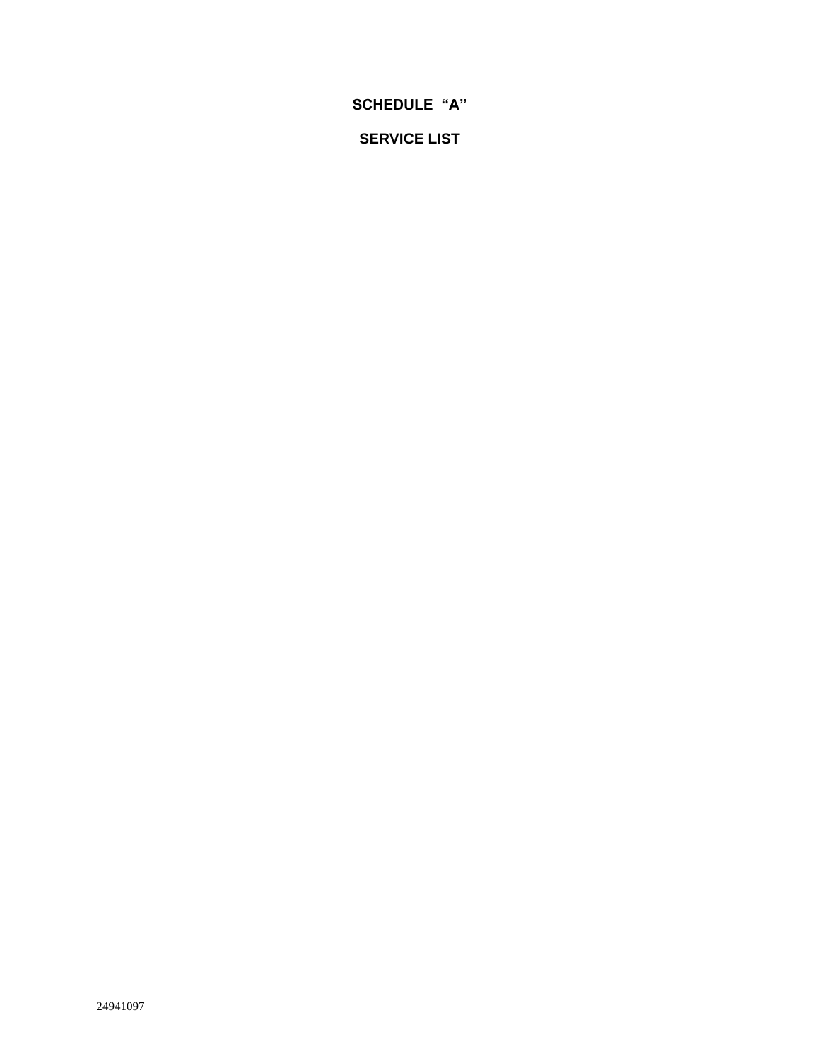# SCHEDULE "A"

## SERVICE LIST

24941097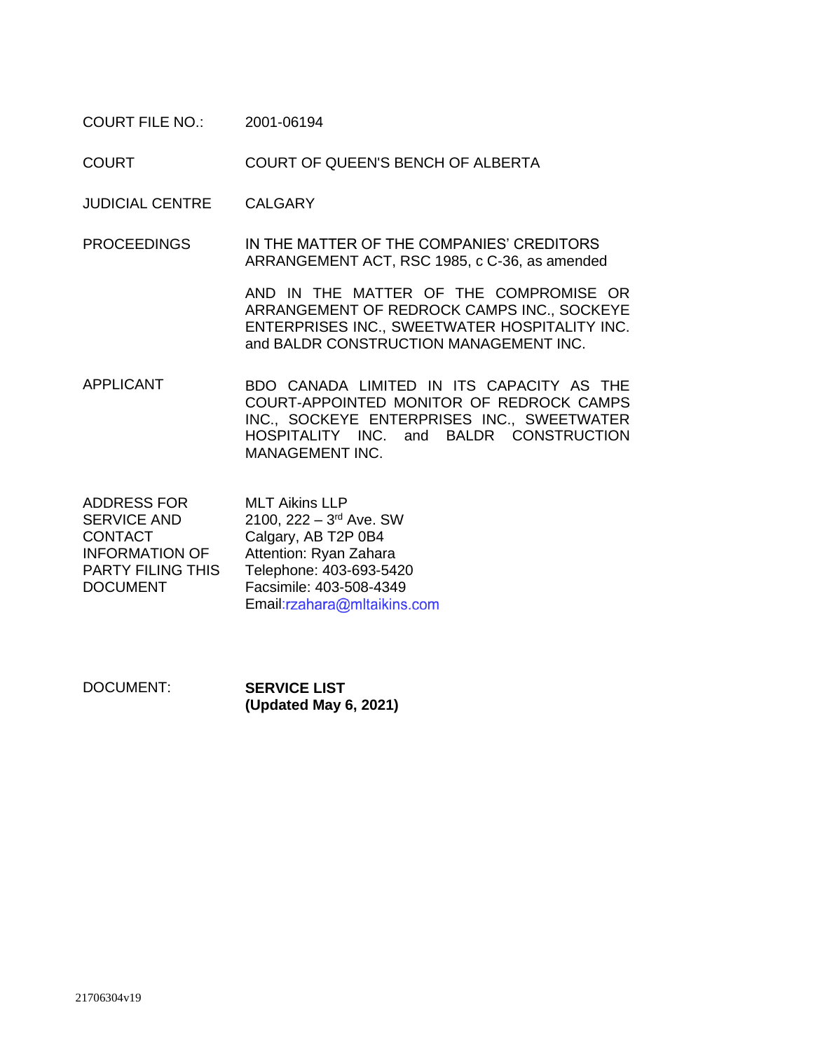| | |
|---|---|
| COURT FILE NO.: | 2001-06194 |
| COURT | COURT OF QUEEN'S BENCH OF ALBERTA |
| JUDICIAL CENTRE | CALGARY |
| PROCEEDINGS | IN THE MATTER OF THE COMPANIES' CREDITORS ARRANGEMENT ACT, RSC 1985, c C-36, as amended<br><br>AND IN THE MATTER OF THE COMPROMISE OR ARRANGEMENT OF REDROCK CAMPS INC., SOCKEYE ENTERPRISES INC., SWEETWATER HOSPITALITY INC. and BALDR CONSTRUCTION MANAGEMENT INC. |
| APPLICANT | BDO CANADA LIMITED IN ITS CAPACITY AS THE COURT-APPOINTED MONITOR OF REDROCK CAMPS INC., SOCKEYE ENTERPRISES INC., SWEETWATER HOSPITALITY INC. and BALDR CONSTRUCTION MANAGEMENT INC. |
| ADDRESS FOR SERVICE AND CONTACT INFORMATION OF PARTY FILING THIS DOCUMENT | MLT Aikins LLP<br>2100, 222 – 3rd Ave. SW<br>Calgary, AB T2P 0B4<br>Attention: Ryan Zahara<br>Telephone: 403-693-5420<br>Facsimile: 403-508-4349<br>Email:rzahara@mltaikins.com |

DOCUMENT: **SERVICE LIST (Updated May 6, 2021)**

21706304v19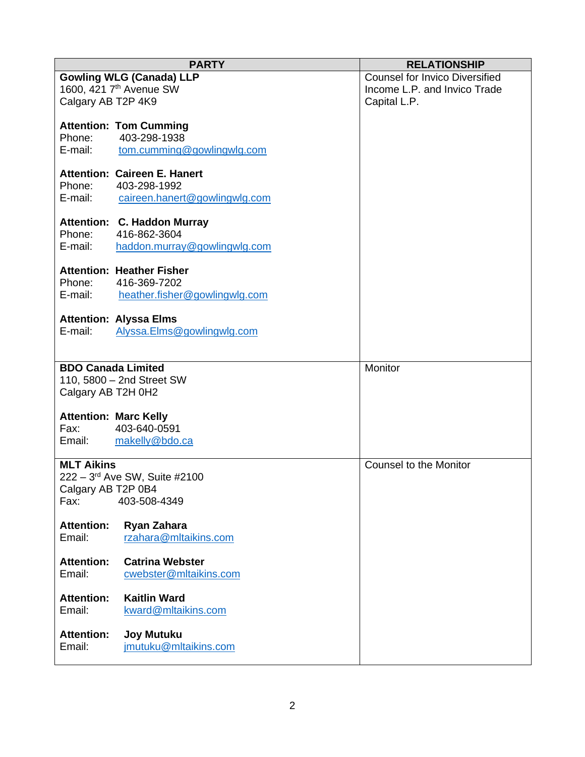| PARTY | RELATIONSHIP |
|---|---|
| **Gowling WLG (Canada) LLP**<br>1600, 421 7th Avenue SW<br>Calgary AB T2P 4K9<br><br>**Attention: Tom Cumming**<br>Phone: 403-298-1938<br>E-mail: tom.cumming@gowlingwlg.com<br><br>**Attention: Caireen E. Hanert**<br>Phone: 403-298-1992<br>E-mail: caireen.hanert@gowlingwlg.com<br><br>**Attention: C. Haddon Murray**<br>Phone: 416-862-3604<br>E-mail: haddon.murray@gowlingwlg.com<br><br>**Attention: Heather Fisher**<br>Phone: 416-369-7202<br>E-mail: heather.fisher@gowlingwlg.com<br><br>**Attention: Alyssa Elms**<br>E-mail: Alyssa.Elms@gowlingwlg.com | Counsel for Invico Diversified Income L.P. and Invico Trade Capital L.P. |
| **BDO Canada Limited**<br>110, 5800 – 2nd Street SW<br>Calgary AB T2H 0H2<br><br>**Attention: Marc Kelly**<br>Fax: 403-640-0591<br>Email: makelly@bdo.ca | Monitor |
| **MLT Aikins**<br>222 – 3rd Ave SW, Suite #2100<br>Calgary AB T2P 0B4<br>Fax: 403-508-4349<br><br>**Attention: Ryan Zahara**<br>Email: rzahara@mltaikins.com<br><br>**Attention: Catrina Webster**<br>Email: cwebster@mltaikins.com<br><br>**Attention: Kaitlin Ward**<br>Email: kward@mltaikins.com<br><br>**Attention: Joy Mutuku**<br>Email: jmutuku@mltaikins.com | Counsel to the Monitor |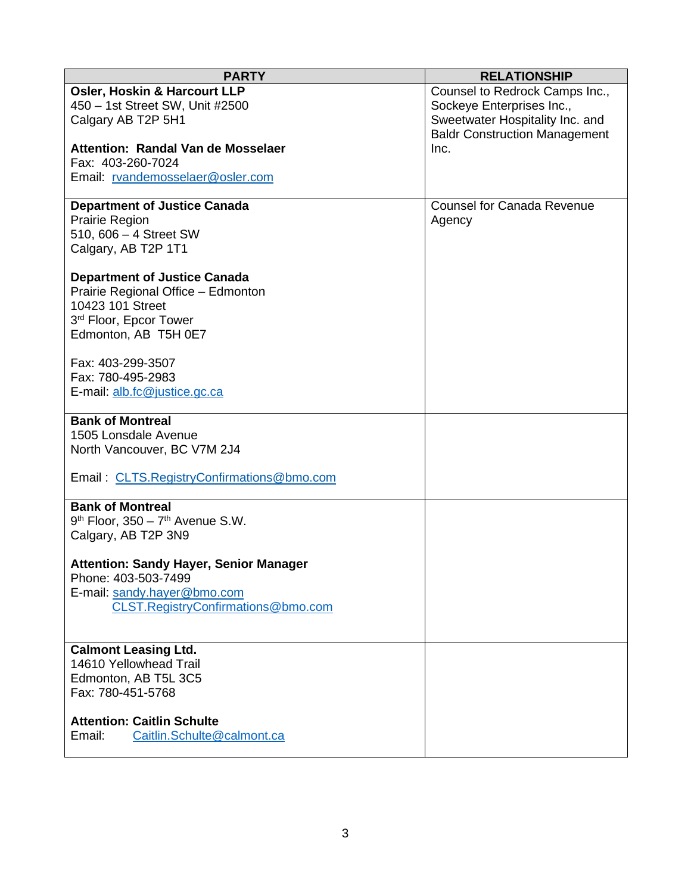| PARTY | RELATIONSHIP |
|---|---|
| **Osler, Hoskin & Harcourt LLP**<br>450 – 1st Street SW, Unit #2500<br>Calgary AB T2P 5H1<br><br>**Attention: Randal Van de Mosselaer**<br>Fax: 403-260-7024<br>Email: rvandemosselaer@osler.com | Counsel to Redrock Camps Inc., Sockeye Enterprises Inc., Sweetwater Hospitality Inc. and Baldr Construction Management Inc. |
| **Department of Justice Canada**<br>Prairie Region<br>510, 606 – 4 Street SW<br>Calgary, AB T2P 1T1<br><br>**Department of Justice Canada**<br>Prairie Regional Office – Edmonton<br>10423 101 Street<br>3rd Floor, Epcor Tower<br>Edmonton, AB T5H 0E7<br><br>Fax: 403-299-3507<br>Fax: 780-495-2983<br>E-mail: alb.fc@justice.gc.ca | Counsel for Canada Revenue Agency |
| **Bank of Montreal**<br>1505 Lonsdale Avenue<br>North Vancouver, BC V7M 2J4<br><br>Email : CLTS.RegistryConfirmations@bmo.com | |
| **Bank of Montreal**<br>9th Floor, 350 – 7th Avenue S.W.<br>Calgary, AB T2P 3N9<br><br>**Attention: Sandy Hayer, Senior Manager**<br>Phone: 403-503-7499<br>E-mail: sandy.hayer@bmo.com<br>CLST.RegistryConfirmations@bmo.com | |
| **Calmont Leasing Ltd.**<br>14610 Yellowhead Trail<br>Edmonton, AB T5L 3C5<br>Fax: 780-451-5768<br><br>**Attention: Caitlin Schulte**<br>Email: Caitlin.Schulte@calmont.ca | |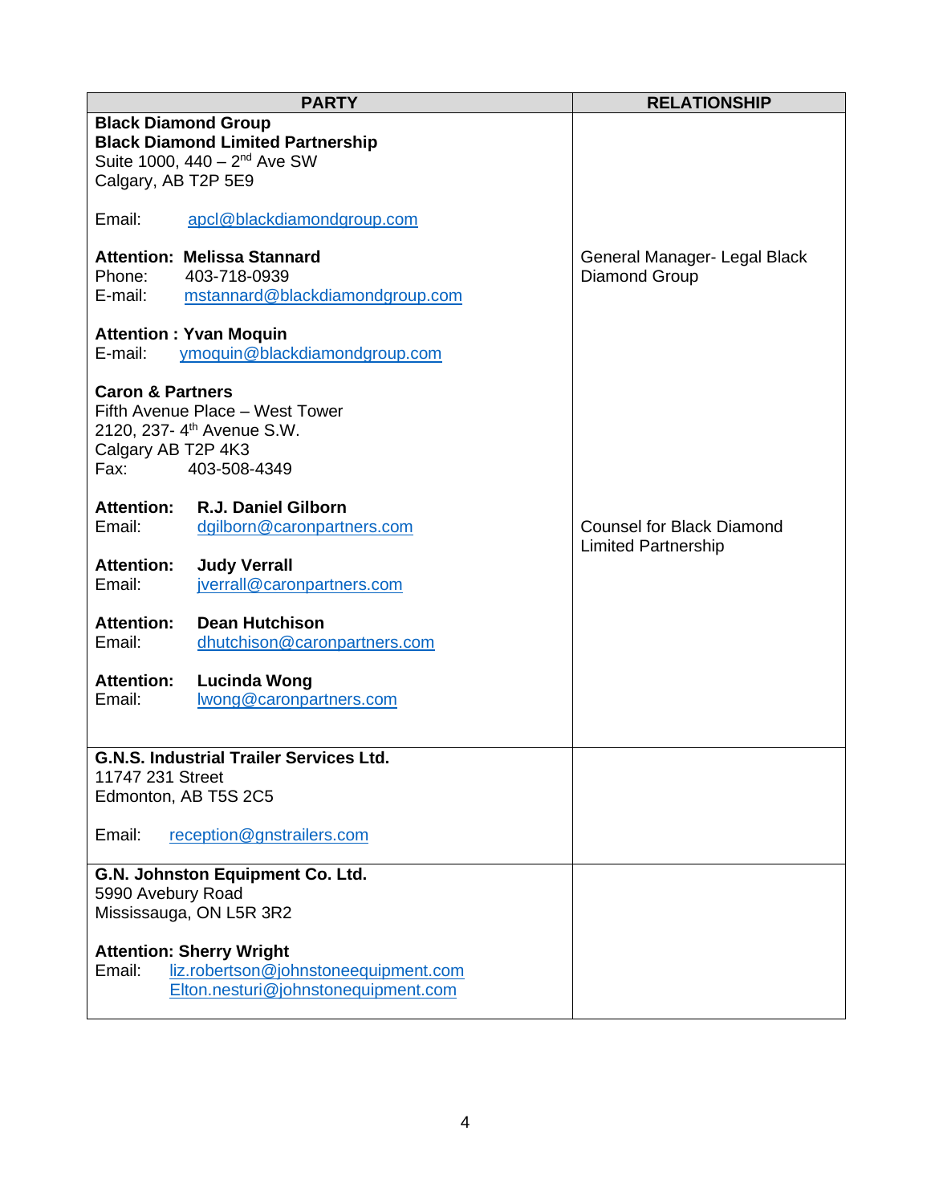| PARTY | RELATIONSHIP |
|---|---|
| **Black Diamond Group**<br>**Black Diamond Limited Partnership**<br>Suite 1000, 440 – 2nd Ave SW<br>Calgary, AB T2P 5E9<br><br>Email: apcl@blackdiamondgroup.com<br><br>**Attention: Melissa Stannard**<br>Phone: 403-718-0939<br>E-mail: mstannard@blackdiamondgroup.com<br><br>**Attention : Yvan Moquin**<br>E-mail: ymoquin@blackdiamondgroup.com<br><br>**Caron & Partners**<br>Fifth Avenue Place – West Tower<br>2120, 237- 4th Avenue S.W.<br>Calgary AB T2P 4K3<br>Fax: 403-508-4349<br><br>**Attention: R.J. Daniel Gilborn**<br>Email: dgilborn@caronpartners.com<br><br>**Attention: Judy Verrall**<br>Email: jverrall@caronpartners.com<br><br>**Attention: Dean Hutchison**<br>Email: dhutchison@caronpartners.com<br><br>**Attention: Lucinda Wong**<br>Email: lwong@caronpartners.com | General Manager- Legal Black Diamond Group<br><br>Counsel for Black Diamond Limited Partnership |
| **G.N.S. Industrial Trailer Services Ltd.**<br>11747 231 Street<br>Edmonton, AB T5S 2C5<br><br>Email: reception@gnstrailers.com | |
| **G.N. Johnston Equipment Co. Ltd.**<br>5990 Avebury Road<br>Mississauga, ON L5R 3R2<br><br>**Attention: Sherry Wright**<br>Email: liz.robertson@johnstoneequipment.com<br>Elton.nesturi@johnstonequipment.com | |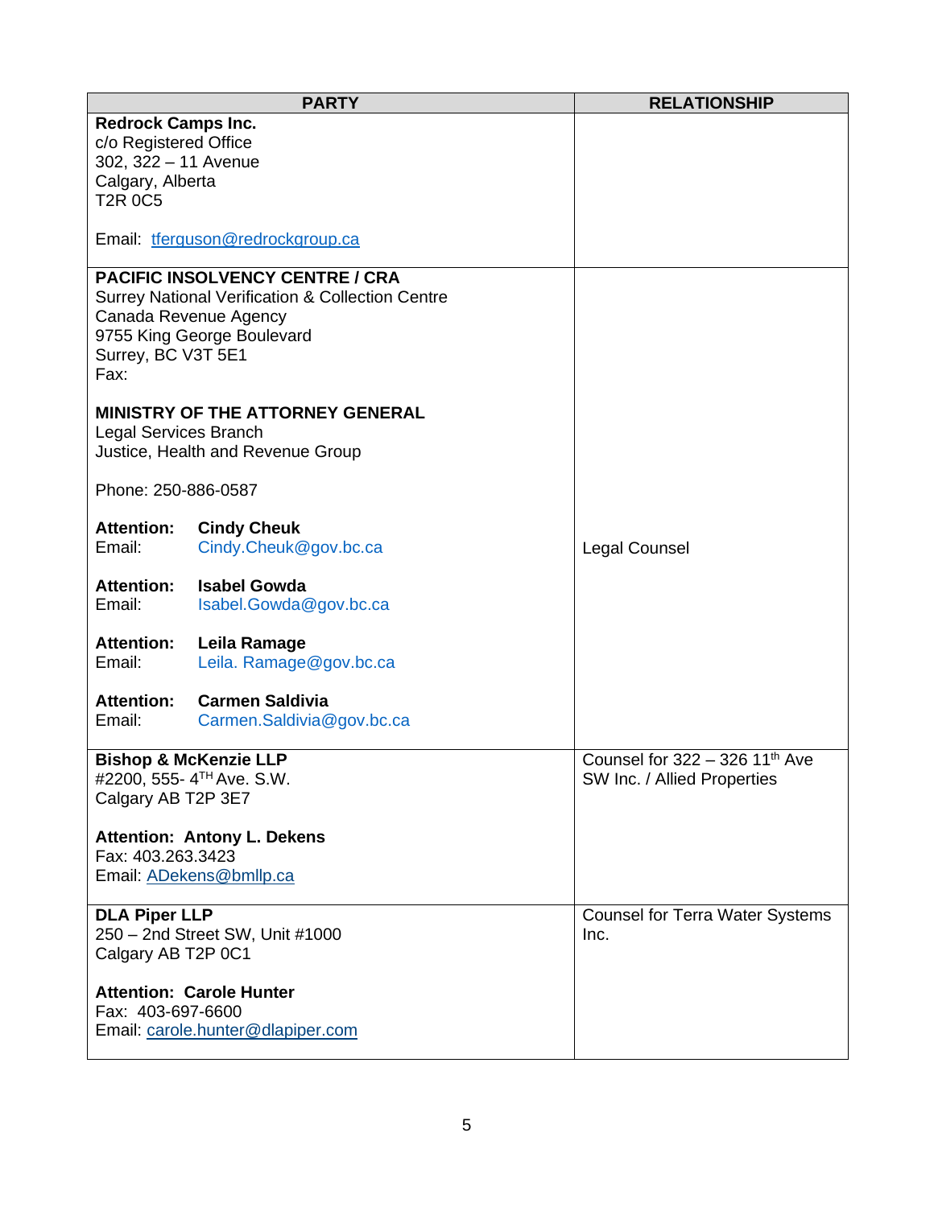| PARTY | RELATIONSHIP |
|---|---|
| **Redrock Camps Inc.**<br>c/o Registered Office<br>302, 322 – 11 Avenue<br>Calgary, Alberta<br>T2R 0C5<br><br>Email: tferguson@redrockgroup.ca | |
| **PACIFIC INSOLVENCY CENTRE / CRA**<br>Surrey National Verification & Collection Centre<br>Canada Revenue Agency<br>9755 King George Boulevard<br>Surrey, BC V3T 5E1<br>Fax:<br><br>**MINISTRY OF THE ATTORNEY GENERAL**<br>Legal Services Branch<br>Justice, Health and Revenue Group<br><br>Phone: 250-886-0587<br><br>**Attention:** **Cindy Cheuk**<br>Email: Cindy.Cheuk@gov.bc.ca<br><br>**Attention:** **Isabel Gowda**<br>Email: Isabel.Gowda@gov.bc.ca<br><br>**Attention:** **Leila Ramage**<br>Email: Leila. Ramage@gov.bc.ca<br><br>**Attention:** **Carmen Saldivia**<br>Email: Carmen.Saldivia@gov.bc.ca | Legal Counsel |
| **Bishop & McKenzie LLP**<br>#2200, 555- 4TH Ave. S.W.<br>Calgary AB T2P 3E7<br><br>**Attention: Antony L. Dekens**<br>Fax: 403.263.3423<br>Email: ADekens@bmllp.ca | Counsel for 322 – 326 11th Ave SW Inc. / Allied Properties |
| **DLA Piper LLP**<br>250 – 2nd Street SW, Unit #1000<br>Calgary AB T2P 0C1<br><br>**Attention: Carole Hunter**<br>Fax: 403-697-6600<br>Email: carole.hunter@dlapiper.com | Counsel for Terra Water Systems Inc. |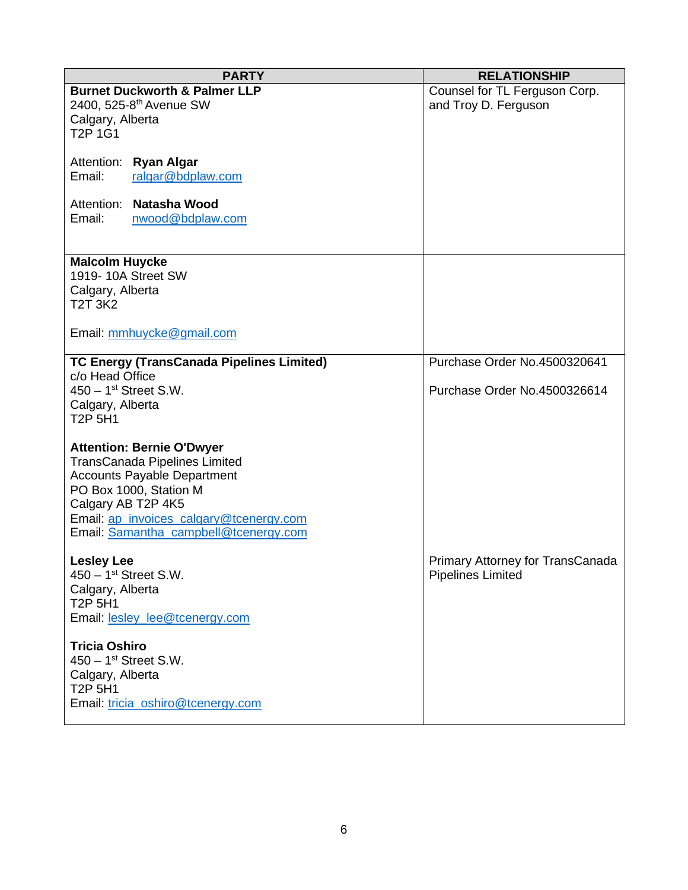| PARTY | RELATIONSHIP |
|---|---|
| **Burnet Duckworth & Palmer LLP**<br>2400, 525-8th Avenue SW<br>Calgary, Alberta<br>T2P 1G1<br><br>Attention: **Ryan Algar**<br>Email: ralgar@bdplaw.com<br><br>Attention: **Natasha Wood**<br>Email: nwood@bdplaw.com | Counsel for TL Ferguson Corp. and Troy D. Ferguson |
| **Malcolm Huycke**<br>1919- 10A Street SW<br>Calgary, Alberta<br>T2T 3K2<br><br>Email: mmhuycke@gmail.com | |
| **TC Energy (TransCanada Pipelines Limited)**<br>c/o Head Office<br>450 – 1st Street S.W.<br>Calgary, Alberta<br>T2P 5H1<br><br>**Attention: Bernie O'Dwyer**<br>TransCanada Pipelines Limited<br>Accounts Payable Department<br>PO Box 1000, Station M<br>Calgary AB T2P 4K5<br>Email: ap_invoices_calgary@tcenergy.com<br>Email: Samantha_campbell@tcenergy.com<br><br>**Lesley Lee**<br>450 – 1st Street S.W.<br>Calgary, Alberta<br>T2P 5H1<br>Email: lesley_lee@tcenergy.com<br><br>**Tricia Oshiro**<br>450 – 1st Street S.W.<br>Calgary, Alberta<br>T2P 5H1<br>Email: tricia_oshiro@tcenergy.com | Purchase Order No.4500320641<br><br>Purchase Order No.4500326614<br><br><br><br><br><br><br><br><br><br><br><br><br>Primary Attorney for TransCanada Pipelines Limited |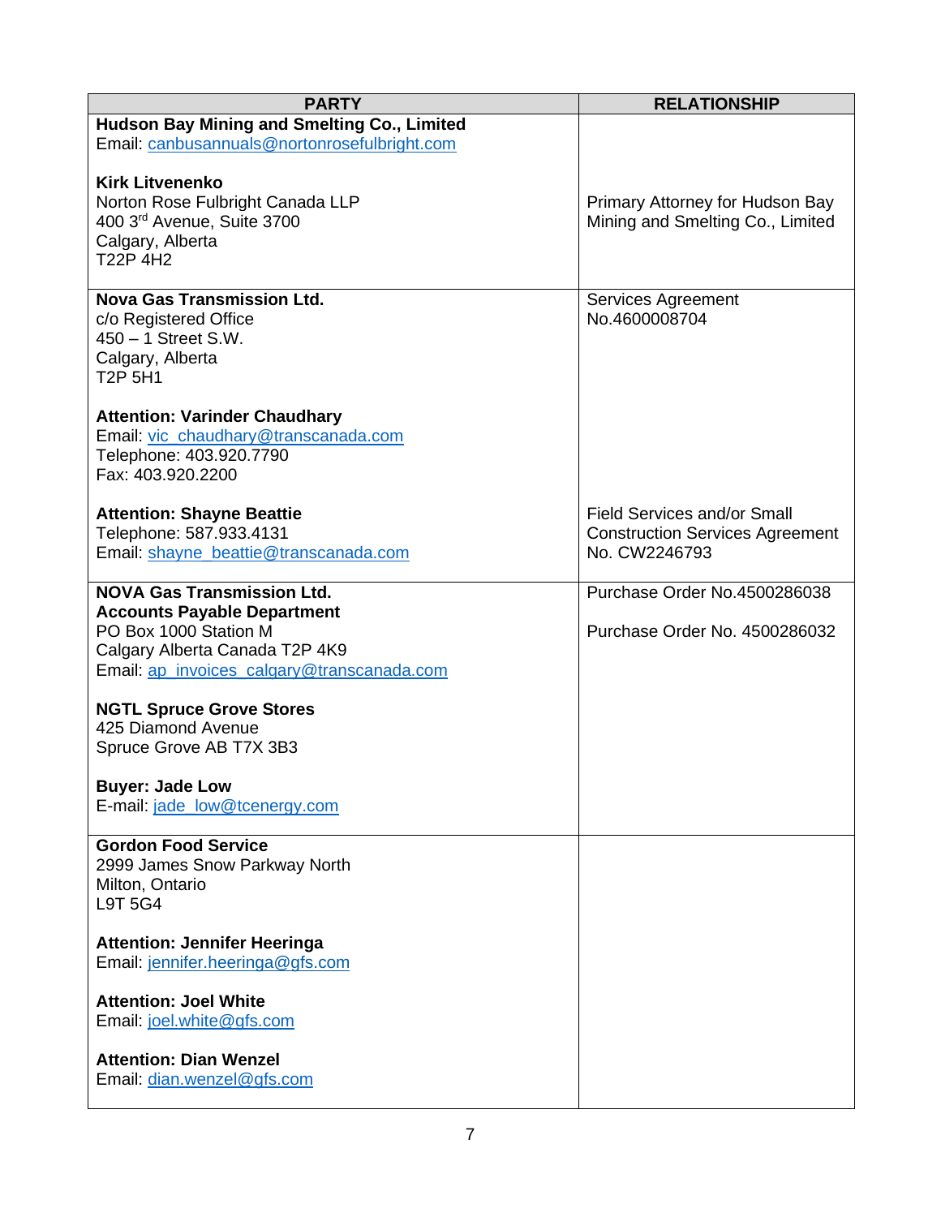| PARTY | RELATIONSHIP |
|---|---|
| **Hudson Bay Mining and Smelting Co., Limited**<br>Email: canbusannuals@nortonrosefulbright.com<br><br>**Kirk Litvenenko**<br>Norton Rose Fulbright Canada LLP<br>400 3rd Avenue, Suite 3700<br>Calgary, Alberta<br>T22P 4H2 | <br><br><br>Primary Attorney for Hudson Bay Mining and Smelting Co., Limited |
| **Nova Gas Transmission Ltd.**<br>c/o Registered Office<br>450 – 1 Street S.W.<br>Calgary, Alberta<br>T2P 5H1<br><br>**Attention: Varinder Chaudhary**<br>Email: vic_chaudhary@transcanada.com<br>Telephone: 403.920.7790<br>Fax: 403.920.2200<br><br>**Attention: Shayne Beattie**<br>Telephone: 587.933.4131<br>Email: shayne_beattie@transcanada.com | Services Agreement No.4600008704<br><br><br><br><br><br><br><br><br><br>Field Services and/or Small Construction Services Agreement No. CW2246793 |
| **NOVA Gas Transmission Ltd.**<br>**Accounts Payable Department**<br>PO Box 1000 Station M<br>Calgary Alberta Canada T2P 4K9<br>Email: ap_invoices_calgary@transcanada.com<br><br>**NGTL Spruce Grove Stores**<br>425 Diamond Avenue<br>Spruce Grove AB T7X 3B3<br><br>**Buyer: Jade Low**<br>E-mail: jade_low@tcenergy.com | Purchase Order No.4500286038<br><br>Purchase Order No. 4500286032 |
| **Gordon Food Service**<br>2999 James Snow Parkway North<br>Milton, Ontario<br>L9T 5G4<br><br>**Attention: Jennifer Heeringa**<br>Email: jennifer.heeringa@gfs.com<br><br>**Attention: Joel White**<br>Email: joel.white@gfs.com<br><br>**Attention: Dian Wenzel**<br>Email: dian.wenzel@gfs.com | |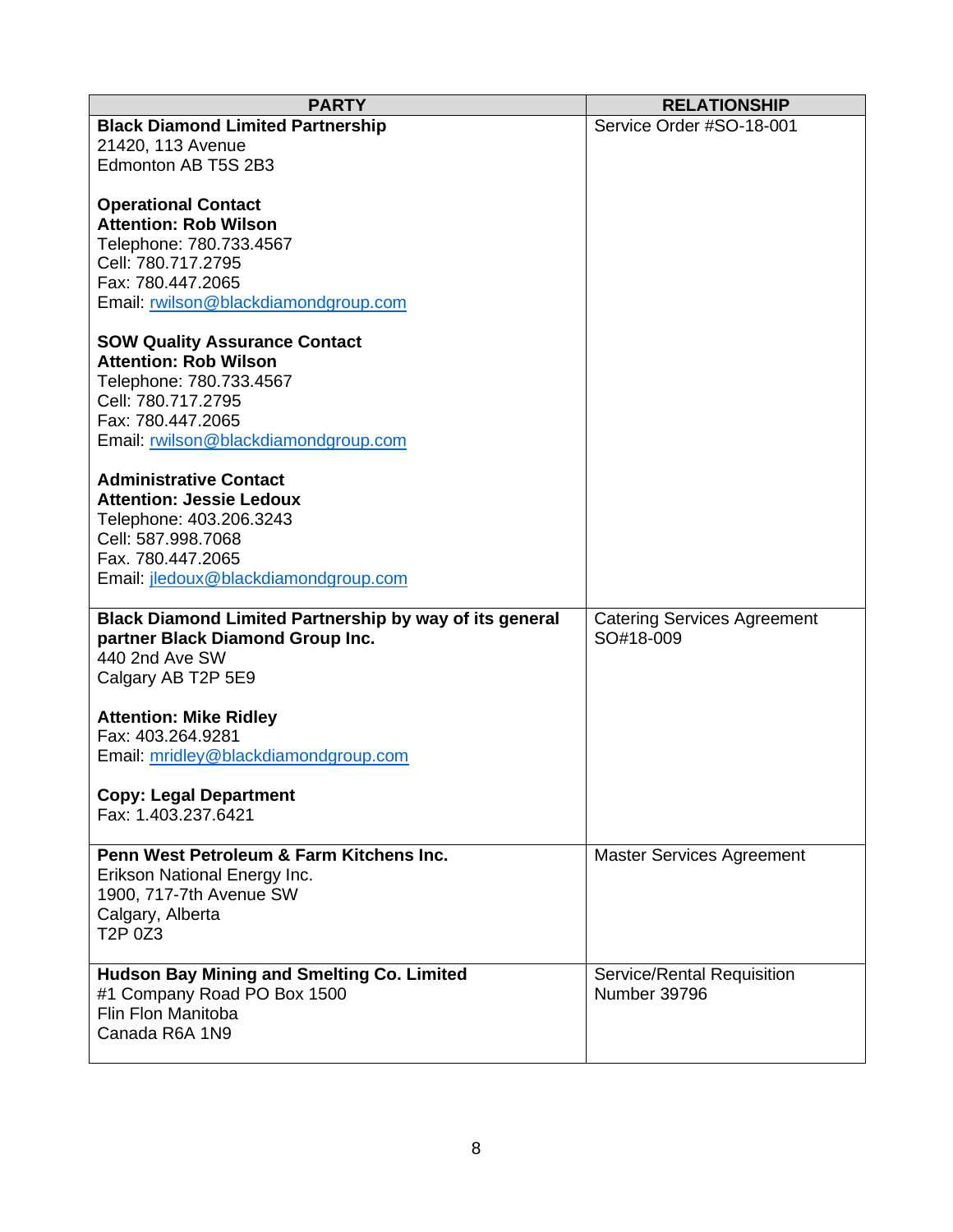| PARTY | RELATIONSHIP |
| --- | --- |
| **Black Diamond Limited Partnership**<br>21420, 113 Avenue<br>Edmonton AB T5S 2B3<br><br>**Operational Contact**<br>**Attention: Rob Wilson**<br>Telephone: 780.733.4567<br>Cell: 780.717.2795<br>Fax: 780.447.2065<br>Email: rwilson@blackdiamondgroup.com<br><br>**SOW Quality Assurance Contact**<br>**Attention: Rob Wilson**<br>Telephone: 780.733.4567<br>Cell: 780.717.2795<br>Fax: 780.447.2065<br>Email: rwilson@blackdiamondgroup.com<br><br>**Administrative Contact**<br>**Attention: Jessie Ledoux**<br>Telephone: 403.206.3243<br>Cell: 587.998.7068<br>Fax. 780.447.2065<br>Email: jledoux@blackdiamondgroup.com | Service Order #SO-18-001 |
| **Black Diamond Limited Partnership by way of its general partner Black Diamond Group Inc.**<br>440 2nd Ave SW<br>Calgary AB T2P 5E9<br><br>**Attention: Mike Ridley**<br>Fax: 403.264.9281<br>Email: mridley@blackdiamondgroup.com<br><br>**Copy: Legal Department**<br>Fax: 1.403.237.6421 | Catering Services Agreement SO#18-009 |
| **Penn West Petroleum & Farm Kitchens Inc.**<br>Erikson National Energy Inc.<br>1900, 717-7th Avenue SW<br>Calgary, Alberta<br>T2P 0Z3 | Master Services Agreement |
| **Hudson Bay Mining and Smelting Co. Limited**<br>#1 Company Road PO Box 1500<br>Flin Flon Manitoba<br>Canada R6A 1N9 | Service/Rental Requisition Number 39796 |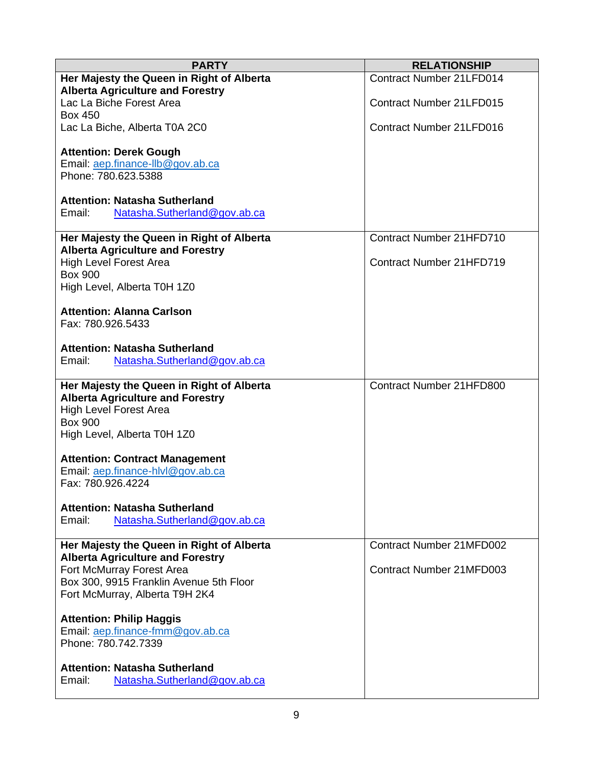| PARTY | RELATIONSHIP |
|---|---|
| **Her Majesty the Queen in Right of Alberta**<br>**Alberta Agriculture and Forestry**<br>Lac La Biche Forest Area<br>Box 450<br>Lac La Biche, Alberta T0A 2C0<br><br>**Attention: Derek Gough**<br>Email: aep.finance-llb@gov.ab.ca<br>Phone: 780.623.5388<br><br>**Attention: Natasha Sutherland**<br>Email: Natasha.Sutherland@gov.ab.ca | Contract Number 21LFD014<br><br>Contract Number 21LFD015<br><br>Contract Number 21LFD016 |
| **Her Majesty the Queen in Right of Alberta**<br>**Alberta Agriculture and Forestry**<br>High Level Forest Area<br>Box 900<br>High Level, Alberta T0H 1Z0<br><br>**Attention: Alanna Carlson**<br>Fax: 780.926.5433<br><br>**Attention: Natasha Sutherland**<br>Email: Natasha.Sutherland@gov.ab.ca | Contract Number 21HFD710<br><br>Contract Number 21HFD719 |
| **Her Majesty the Queen in Right of Alberta**<br>**Alberta Agriculture and Forestry**<br>High Level Forest Area<br>Box 900<br>High Level, Alberta T0H 1Z0<br><br>**Attention: Contract Management**<br>Email: aep.finance-hlvl@gov.ab.ca<br>Fax: 780.926.4224<br><br>**Attention: Natasha Sutherland**<br>Email: Natasha.Sutherland@gov.ab.ca | Contract Number 21HFD800 |
| **Her Majesty the Queen in Right of Alberta**<br>**Alberta Agriculture and Forestry**<br>Fort McMurray Forest Area<br>Box 300, 9915 Franklin Avenue 5th Floor<br>Fort McMurray, Alberta T9H 2K4<br><br>**Attention: Philip Haggis**<br>Email: aep.finance-fmm@gov.ab.ca<br>Phone: 780.742.7339<br><br>**Attention: Natasha Sutherland**<br>Email: Natasha.Sutherland@gov.ab.ca | Contract Number 21MFD002<br><br>Contract Number 21MFD003 |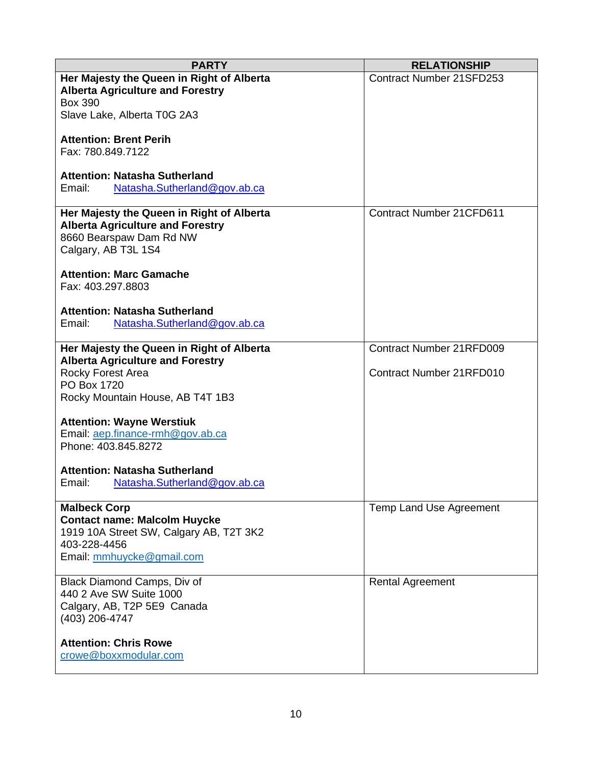| PARTY | RELATIONSHIP |
| --- | --- |
| **Her Majesty the Queen in Right of Alberta**<br>**Alberta Agriculture and Forestry**<br>Box 390<br>Slave Lake, Alberta T0G 2A3<br><br>**Attention: Brent Perih**<br>Fax: 780.849.7122<br><br>**Attention: Natasha Sutherland**<br>Email: Natasha.Sutherland@gov.ab.ca | Contract Number 21SFD253 |
| **Her Majesty the Queen in Right of Alberta**<br>**Alberta Agriculture and Forestry**<br>8660 Bearspaw Dam Rd NW<br>Calgary, AB T3L 1S4<br><br>**Attention: Marc Gamache**<br>Fax: 403.297.8803<br><br>**Attention: Natasha Sutherland**<br>Email: Natasha.Sutherland@gov.ab.ca | Contract Number 21CFD611 |
| **Her Majesty the Queen in Right of Alberta**<br>**Alberta Agriculture and Forestry**<br>Rocky Forest Area<br>PO Box 1720<br>Rocky Mountain House, AB T4T 1B3<br><br>**Attention: Wayne Werstiuk**<br>Email: aep.finance-rmh@gov.ab.ca<br>Phone: 403.845.8272<br><br>**Attention: Natasha Sutherland**<br>Email: Natasha.Sutherland@gov.ab.ca | Contract Number 21RFD009<br><br>Contract Number 21RFD010 |
| **Malbeck Corp**<br>**Contact name: Malcolm Huycke**<br>1919 10A Street SW, Calgary AB, T2T 3K2<br>403-228-4456<br>Email: mmhuycke@gmail.com | Temp Land Use Agreement |
| Black Diamond Camps, Div of<br>440 2 Ave SW Suite 1000<br>Calgary, AB, T2P 5E9 Canada<br>(403) 206-4747<br><br>**Attention: Chris Rowe**<br>crowe@boxxmodular.com | Rental Agreement |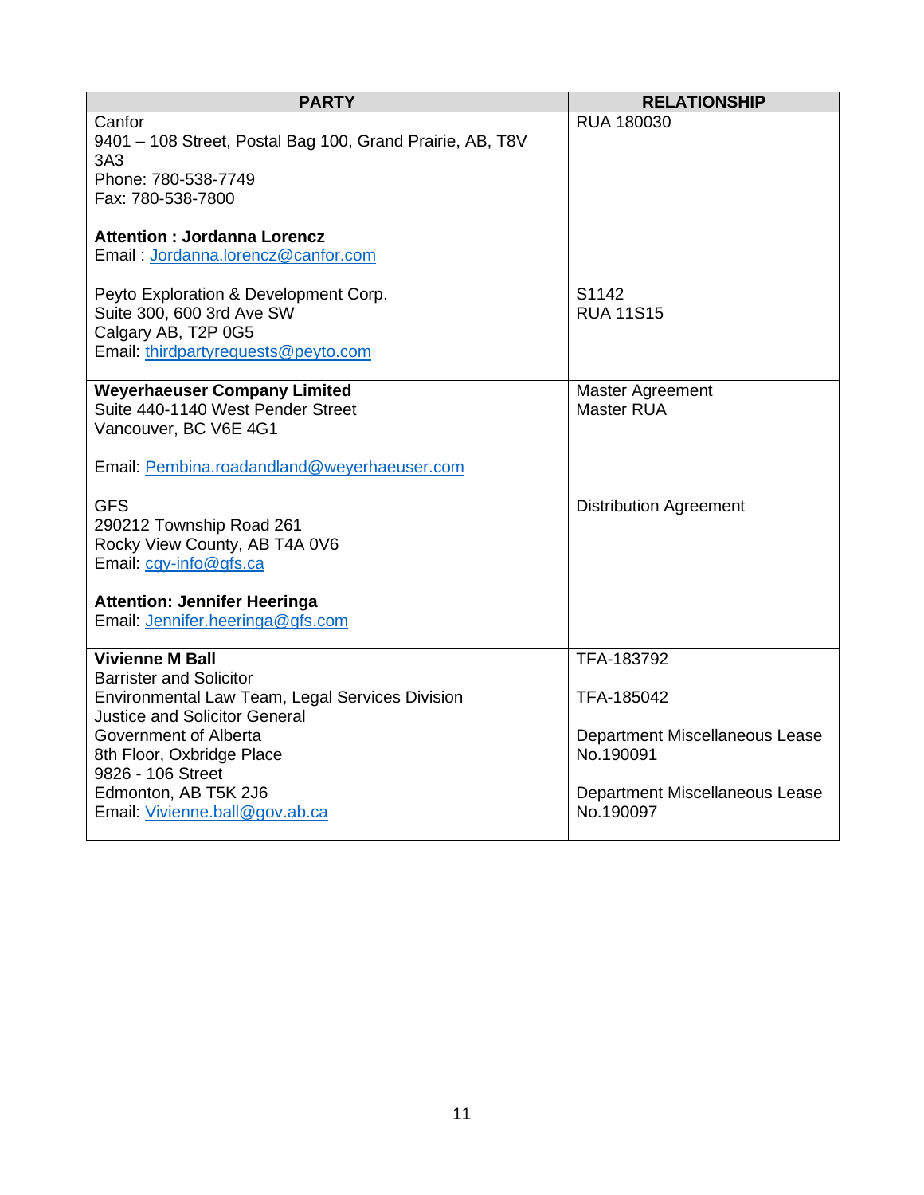| PARTY | RELATIONSHIP |
|---|---|
| Canfor<br>9401 – 108 Street, Postal Bag 100, Grand Prairie, AB, T8V 3A3<br>Phone: 780-538-7749<br>Fax: 780-538-7800<br><br>**Attention : Jordanna Lorencz**<br>Email : Jordanna.lorencz@canfor.com | RUA 180030 |
| Peyto Exploration & Development Corp.<br>Suite 300, 600 3rd Ave SW<br>Calgary AB, T2P 0G5<br>Email: thirdpartyrequests@peyto.com | S1142<br>RUA 11S15 |
| **Weyerhaeuser Company Limited**<br>Suite 440-1140 West Pender Street<br>Vancouver, BC V6E 4G1<br><br>Email: Pembina.roadandland@weyerhaeuser.com | Master Agreement<br>Master RUA |
| GFS<br>290212 Township Road 261<br>Rocky View County, AB T4A 0V6<br>Email: cgy-info@gfs.ca<br><br>**Attention: Jennifer Heeringa**<br>Email: Jennifer.heeringa@gfs.com | Distribution Agreement |
| **Vivienne M Ball**<br>Barrister and Solicitor<br>Environmental Law Team, Legal Services Division<br>Justice and Solicitor General<br>Government of Alberta<br>8th Floor, Oxbridge Place<br>9826 - 106 Street<br>Edmonton, AB T5K 2J6<br>Email: Vivienne.ball@gov.ab.ca | TFA-183792<br><br>TFA-185042<br><br>Department Miscellaneous Lease No.190091<br><br>Department Miscellaneous Lease No.190097 |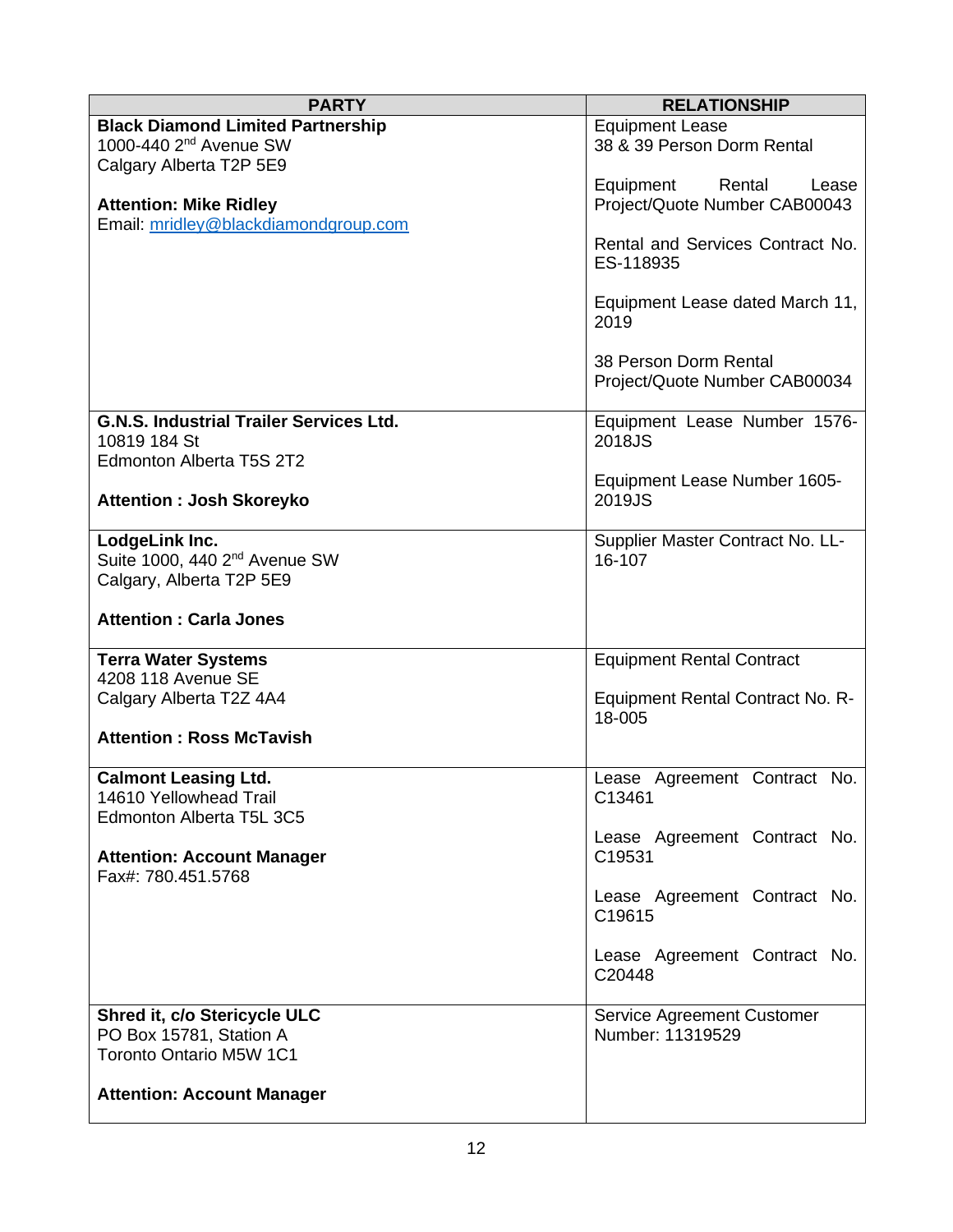| PARTY | RELATIONSHIP |
|---|---|
| **Black Diamond Limited Partnership**<br>1000-440 2nd Avenue SW<br>Calgary Alberta T2P 5E9<br><br>**Attention: Mike Ridley**<br>Email: mridley@blackdiamondgroup.com | Equipment Lease<br>38 & 39 Person Dorm Rental<br><br>Equipment Rental Lease Project/Quote Number CAB00043<br><br>Rental and Services Contract No. ES-118935<br><br>Equipment Lease dated March 11, 2019<br><br>38 Person Dorm Rental Project/Quote Number CAB00034 |
| **G.N.S. Industrial Trailer Services Ltd.**<br>10819 184 St<br>Edmonton Alberta T5S 2T2<br><br>**Attention : Josh Skoreyko** | Equipment Lease Number 1576-2018JS<br><br>Equipment Lease Number 1605-2019JS |
| **LodgeLink Inc.**<br>Suite 1000, 440 2nd Avenue SW<br>Calgary, Alberta T2P 5E9<br><br>**Attention : Carla Jones** | Supplier Master Contract No. LL-16-107 |
| **Terra Water Systems**<br>4208 118 Avenue SE<br>Calgary Alberta T2Z 4A4<br><br>**Attention : Ross McTavish** | Equipment Rental Contract<br><br>Equipment Rental Contract No. R-18-005 |
| **Calmont Leasing Ltd.**<br>14610 Yellowhead Trail<br>Edmonton Alberta T5L 3C5<br><br>**Attention: Account Manager**<br>Fax#: 780.451.5768 | Lease Agreement Contract No. C13461<br><br>Lease Agreement Contract No. C19531<br><br>Lease Agreement Contract No. C19615<br><br>Lease Agreement Contract No. C20448 |
| **Shred it, c/o Stericycle ULC**<br>PO Box 15781, Station A<br>Toronto Ontario M5W 1C1<br><br>**Attention: Account Manager** | Service Agreement Customer Number: 11319529 |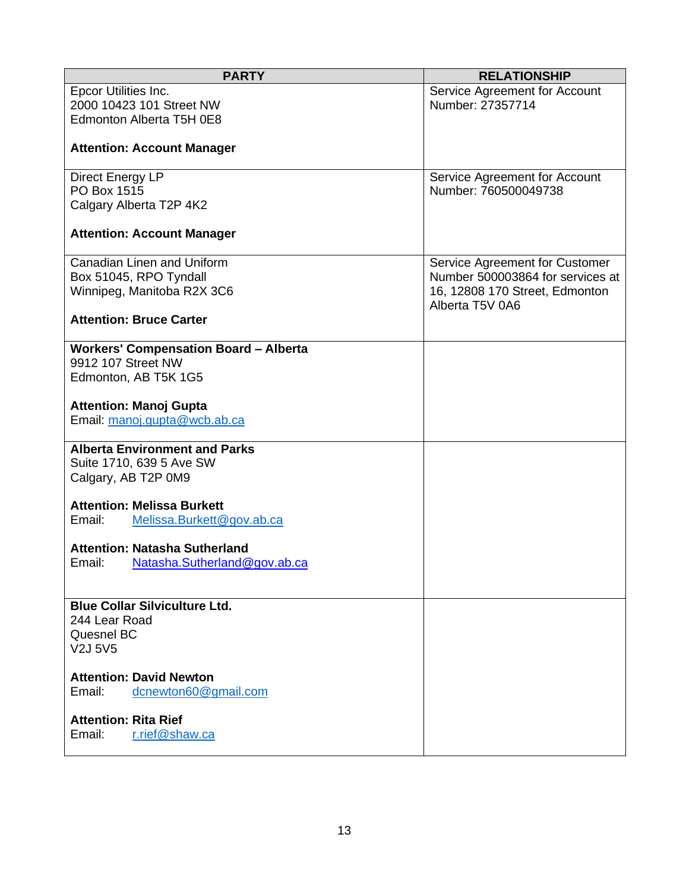| PARTY | RELATIONSHIP |
|---|---|
| Epcor Utilities Inc.<br>2000 10423 101 Street NW<br>Edmonton Alberta T5H 0E8<br><br>**Attention: Account Manager** | Service Agreement for Account Number: 27357714 |
| Direct Energy LP<br>PO Box 1515<br>Calgary Alberta T2P 4K2<br><br>**Attention: Account Manager** | Service Agreement for Account Number: 760500049738 |
| Canadian Linen and Uniform<br>Box 51045, RPO Tyndall<br>Winnipeg, Manitoba R2X 3C6<br><br>**Attention: Bruce Carter** | Service Agreement for Customer Number 500003864 for services at 16, 12808 170 Street, Edmonton Alberta T5V 0A6 |
| **Workers' Compensation Board – Alberta**<br>9912 107 Street NW<br>Edmonton, AB T5K 1G5<br><br>**Attention: Manoj Gupta**<br>Email: manoj.gupta@wcb.ab.ca | |
| **Alberta Environment and Parks**<br>Suite 1710, 639 5 Ave SW<br>Calgary, AB T2P 0M9<br><br>**Attention: Melissa Burkett**<br>Email: Melissa.Burkett@gov.ab.ca<br><br>**Attention: Natasha Sutherland**<br>Email: Natasha.Sutherland@gov.ab.ca | |
| **Blue Collar Silviculture Ltd.**<br>244 Lear Road<br>Quesnel BC<br>V2J 5V5<br><br>**Attention: David Newton**<br>Email: dcnewton60@gmail.com<br><br>**Attention: Rita Rief**<br>Email: r.rief@shaw.ca | |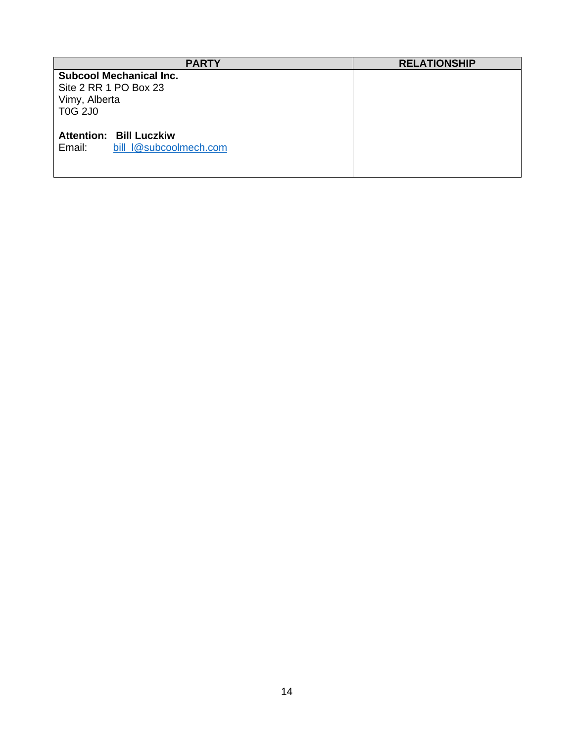| PARTY | RELATIONSHIP |
|---|---|
| **Subcool Mechanical Inc.**<br>Site 2 RR 1 PO Box 23<br>Vimy, Alberta<br>T0G 2J0<br><br>**Attention: Bill Luczkiw**<br>Email: bill_l@subcoolmech.com | |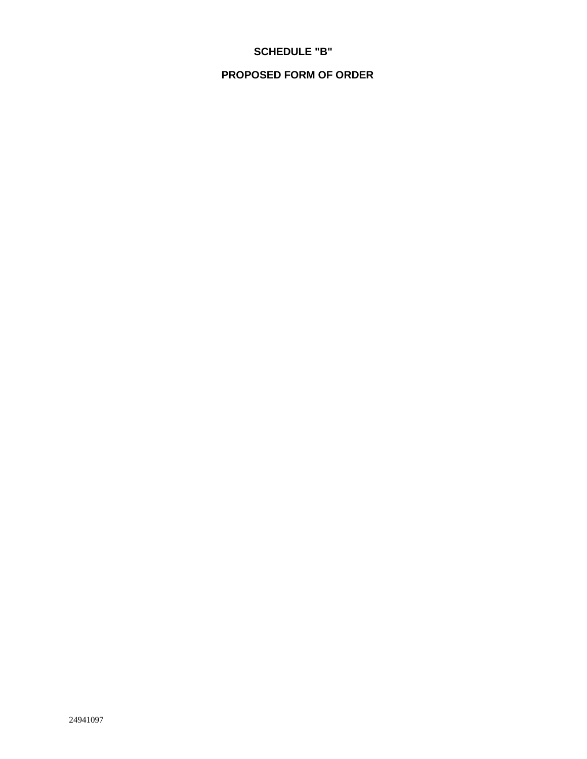# SCHEDULE "B"

# PROPOSED FORM OF ORDER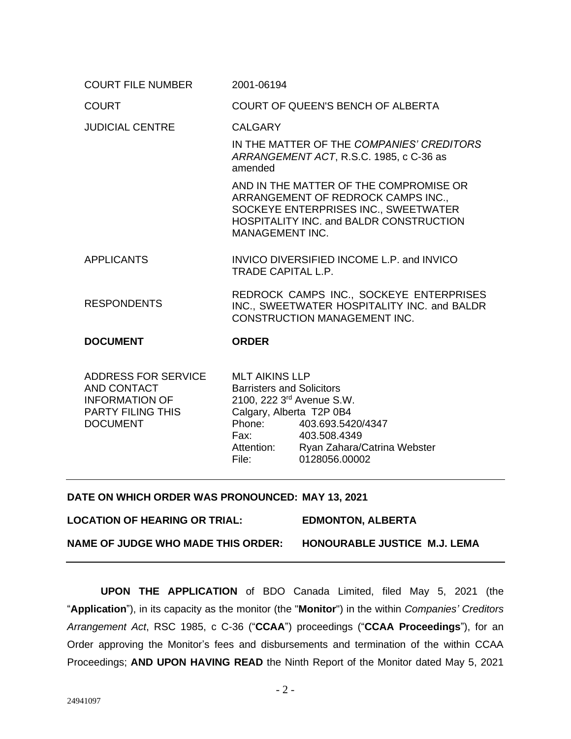| | |
|---|---|
| COURT FILE NUMBER | 2001-06194 |
| COURT | COURT OF QUEEN'S BENCH OF ALBERTA |
| JUDICIAL CENTRE | CALGARY |
| | IN THE MATTER OF THE *COMPANIES' CREDITORS ARRANGEMENT ACT*, R.S.C. 1985, c C-36 as amended |
| | AND IN THE MATTER OF THE COMPROMISE OR ARRANGEMENT OF REDROCK CAMPS INC., SOCKEYE ENTERPRISES INC., SWEETWATER HOSPITALITY INC. and BALDR CONSTRUCTION MANAGEMENT INC. |
| APPLICANTS | INVICO DIVERSIFIED INCOME L.P. and INVICO TRADE CAPITAL L.P. |
| RESPONDENTS | REDROCK CAMPS INC., SOCKEYE ENTERPRISES INC., SWEETWATER HOSPITALITY INC. and BALDR CONSTRUCTION MANAGEMENT INC. |
| **DOCUMENT** | **ORDER** |
| ADDRESS FOR SERVICE AND CONTACT INFORMATION OF PARTY FILING THIS DOCUMENT | MLT AIKINS LLP<br>Barristers and Solicitors<br>2100, 222 3rd Avenue S.W.<br>Calgary, Alberta T2P 0B4<br>Phone: 403.693.5420/4347<br>Fax: 403.508.4349<br>Attention: Ryan Zahara/Catrina Webster<br>File: 0128056.00002 |

**DATE ON WHICH ORDER WAS PRONOUNCED: MAY 13, 2021**

**LOCATION OF HEARING OR TRIAL: EDMONTON, ALBERTA**

**NAME OF JUDGE WHO MADE THIS ORDER: HONOURABLE JUSTICE M.J. LEMA**

**UPON THE APPLICATION** of BDO Canada Limited, filed May 5, 2021 (the "**Application**"), in its capacity as the monitor (the "**Monitor**") in the within *Companies' Creditors Arrangement Act*, RSC 1985, c C-36 ("**CCAA**") proceedings ("**CCAA Proceedings**"), for an Order approving the Monitor's fees and disbursements and termination of the within CCAA Proceedings; **AND UPON HAVING READ** the Ninth Report of the Monitor dated May 5, 2021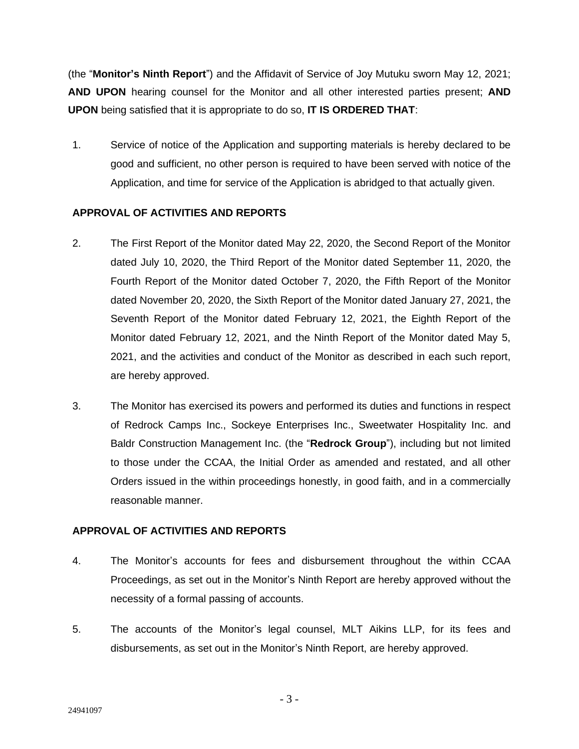(the "**Monitor's Ninth Report**") and the Affidavit of Service of Joy Mutuku sworn May 12, 2021; **AND UPON** hearing counsel for the Monitor and all other interested parties present; **AND UPON** being satisfied that it is appropriate to do so, **IT IS ORDERED THAT**:

1. Service of notice of the Application and supporting materials is hereby declared to be good and sufficient, no other person is required to have been served with notice of the Application, and time for service of the Application is abridged to that actually given.

**APPROVAL OF ACTIVITIES AND REPORTS**

2. The First Report of the Monitor dated May 22, 2020, the Second Report of the Monitor dated July 10, 2020, the Third Report of the Monitor dated September 11, 2020, the Fourth Report of the Monitor dated October 7, 2020, the Fifth Report of the Monitor dated November 20, 2020, the Sixth Report of the Monitor dated January 27, 2021, the Seventh Report of the Monitor dated February 12, 2021, the Eighth Report of the Monitor dated February 12, 2021, and the Ninth Report of the Monitor dated May 5, 2021, and the activities and conduct of the Monitor as described in each such report, are hereby approved.

3. The Monitor has exercised its powers and performed its duties and functions in respect of Redrock Camps Inc., Sockeye Enterprises Inc., Sweetwater Hospitality Inc. and Baldr Construction Management Inc. (the "**Redrock Group**"), including but not limited to those under the CCAA, the Initial Order as amended and restated, and all other Orders issued in the within proceedings honestly, in good faith, and in a commercially reasonable manner.

**APPROVAL OF ACTIVITIES AND REPORTS**

4. The Monitor's accounts for fees and disbursement throughout the within CCAA Proceedings, as set out in the Monitor's Ninth Report are hereby approved without the necessity of a formal passing of accounts.

5. The accounts of the Monitor's legal counsel, MLT Aikins LLP, for its fees and disbursements, as set out in the Monitor's Ninth Report, are hereby approved.

24941097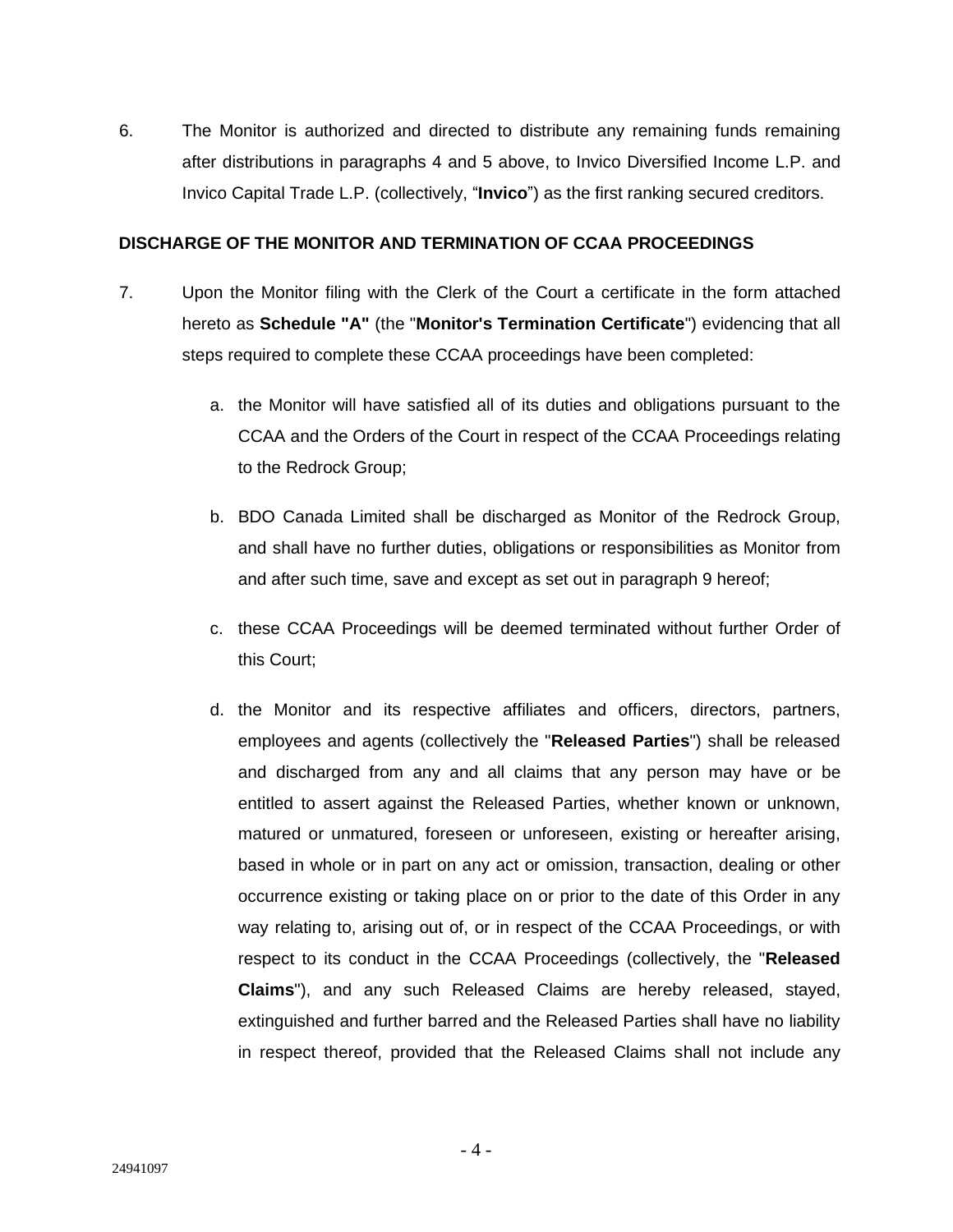6. The Monitor is authorized and directed to distribute any remaining funds remaining after distributions in paragraphs 4 and 5 above, to Invico Diversified Income L.P. and Invico Capital Trade L.P. (collectively, "**Invico**") as the first ranking secured creditors.

**DISCHARGE OF THE MONITOR AND TERMINATION OF CCAA PROCEEDINGS**

7. Upon the Monitor filing with the Clerk of the Court a certificate in the form attached hereto as **Schedule "A"** (the "**Monitor's Termination Certificate**") evidencing that all steps required to complete these CCAA proceedings have been completed:

   a. the Monitor will have satisfied all of its duties and obligations pursuant to the CCAA and the Orders of the Court in respect of the CCAA Proceedings relating to the Redrock Group;

   b. BDO Canada Limited shall be discharged as Monitor of the Redrock Group, and shall have no further duties, obligations or responsibilities as Monitor from and after such time, save and except as set out in paragraph 9 hereof;

   c. these CCAA Proceedings will be deemed terminated without further Order of this Court;

   d. the Monitor and its respective affiliates and officers, directors, partners, employees and agents (collectively the "**Released Parties**") shall be released and discharged from any and all claims that any person may have or be entitled to assert against the Released Parties, whether known or unknown, matured or unmatured, foreseen or unforeseen, existing or hereafter arising, based in whole or in part on any act or omission, transaction, dealing or other occurrence existing or taking place on or prior to the date of this Order in any way relating to, arising out of, or in respect of the CCAA Proceedings, or with respect to its conduct in the CCAA Proceedings (collectively, the "**Released Claims**"), and any such Released Claims are hereby released, stayed, extinguished and further barred and the Released Parties shall have no liability in respect thereof, provided that the Released Claims shall not include any

24941097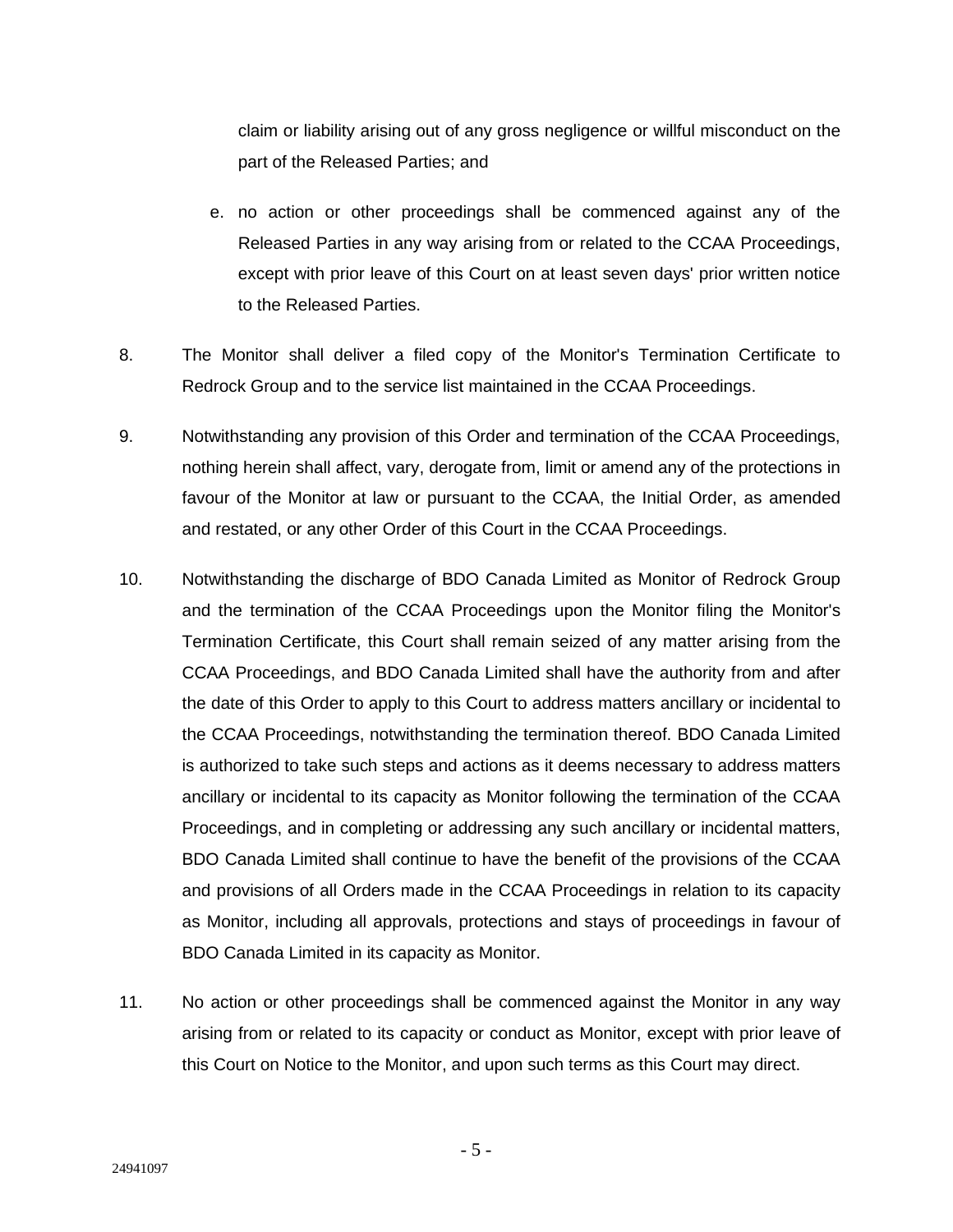claim or liability arising out of any gross negligence or willful misconduct on the part of the Released Parties; and

e. no action or other proceedings shall be commenced against any of the Released Parties in any way arising from or related to the CCAA Proceedings, except with prior leave of this Court on at least seven days' prior written notice to the Released Parties.

8. The Monitor shall deliver a filed copy of the Monitor's Termination Certificate to Redrock Group and to the service list maintained in the CCAA Proceedings.

9. Notwithstanding any provision of this Order and termination of the CCAA Proceedings, nothing herein shall affect, vary, derogate from, limit or amend any of the protections in favour of the Monitor at law or pursuant to the CCAA, the Initial Order, as amended and restated, or any other Order of this Court in the CCAA Proceedings.

10. Notwithstanding the discharge of BDO Canada Limited as Monitor of Redrock Group and the termination of the CCAA Proceedings upon the Monitor filing the Monitor's Termination Certificate, this Court shall remain seized of any matter arising from the CCAA Proceedings, and BDO Canada Limited shall have the authority from and after the date of this Order to apply to this Court to address matters ancillary or incidental to the CCAA Proceedings, notwithstanding the termination thereof. BDO Canada Limited is authorized to take such steps and actions as it deems necessary to address matters ancillary or incidental to its capacity as Monitor following the termination of the CCAA Proceedings, and in completing or addressing any such ancillary or incidental matters, BDO Canada Limited shall continue to have the benefit of the provisions of the CCAA and provisions of all Orders made in the CCAA Proceedings in relation to its capacity as Monitor, including all approvals, protections and stays of proceedings in favour of BDO Canada Limited in its capacity as Monitor.

11. No action or other proceedings shall be commenced against the Monitor in any way arising from or related to its capacity or conduct as Monitor, except with prior leave of this Court on Notice to the Monitor, and upon such terms as this Court may direct.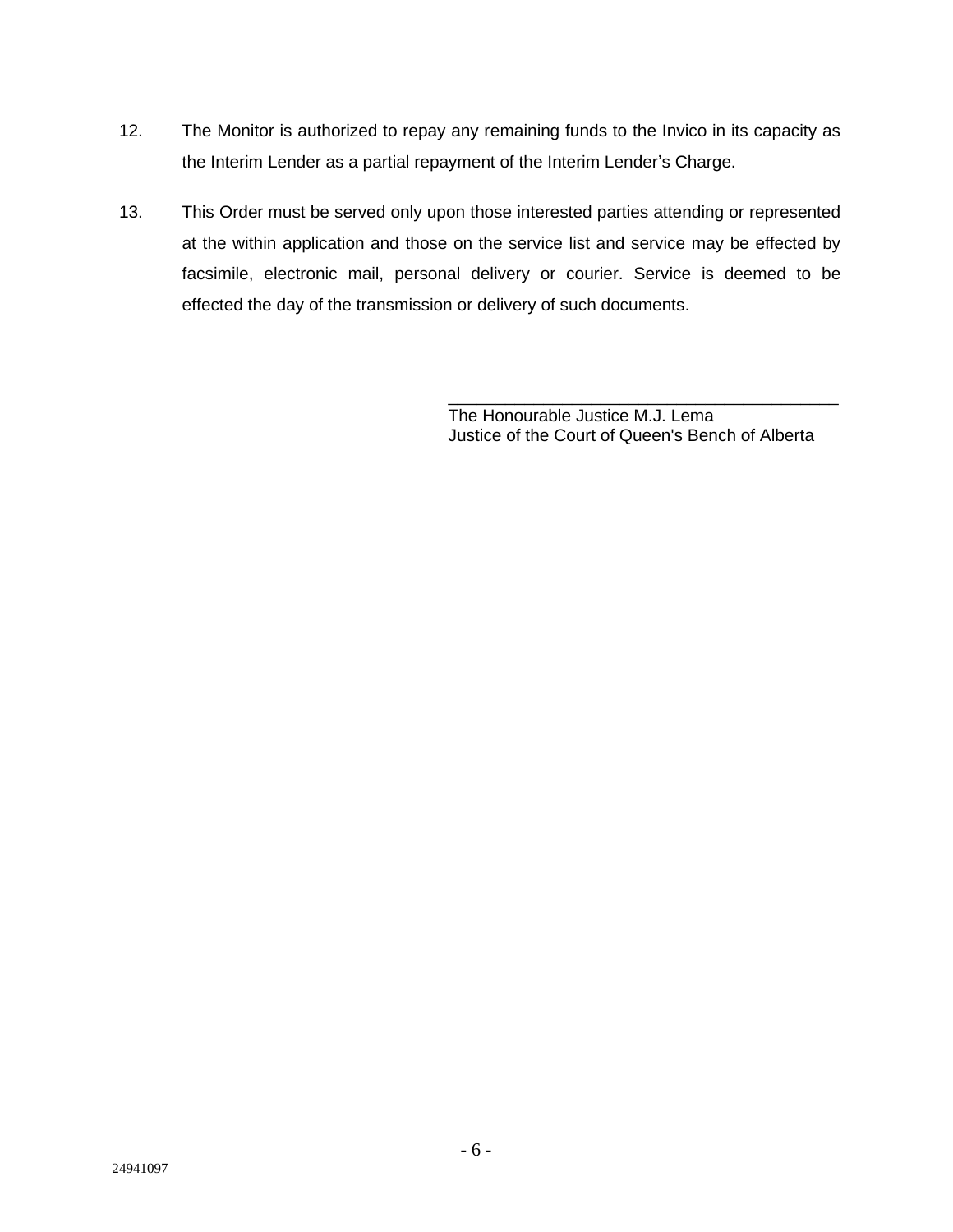12. The Monitor is authorized to repay any remaining funds to the Invico in its capacity as the Interim Lender as a partial repayment of the Interim Lender's Charge.

13. This Order must be served only upon those interested parties attending or represented at the within application and those on the service list and service may be effected by facsimile, electronic mail, personal delivery or courier. Service is deemed to be effected the day of the transmission or delivery of such documents.

\_\_\_\_\_\_\_\_\_\_\_\_\_\_\_\_\_\_\_\_\_\_\_\_\_\_\_\_\_\_\_\_\_\_\_\_\_\_\_\_

The Honourable Justice M.J. Lema
Justice of the Court of Queen's Bench of Alberta

24941097